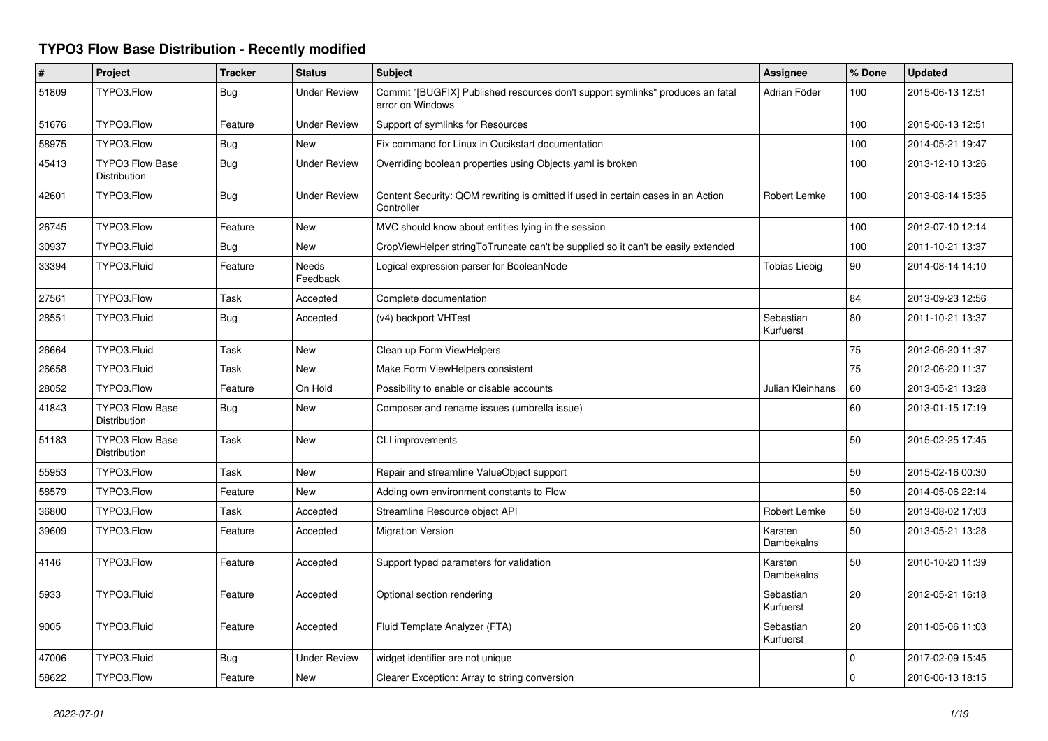# TYPO3 Flow Base Distribution - Recently modified

| # | Project | Tracker | Status | Subject | Assignee | % Done | Updated |
|---|---|---|---|---|---|---|---|
| 51809 | TYPO3.Flow | Bug | Under Review | Commit "[BUGFIX] Published resources don't support symlinks" produces an fatal error on Windows | Adrian Föder | 100 | 2015-06-13 12:51 |
| 51676 | TYPO3.Flow | Feature | Under Review | Support of symlinks for Resources | | 100 | 2015-06-13 12:51 |
| 58975 | TYPO3.Flow | Bug | New | Fix command for Linux in Qucikstart documentation | | 100 | 2014-05-21 19:47 |
| 45413 | TYPO3 Flow Base Distribution | Bug | Under Review | Overriding boolean properties using Objects.yaml is broken | | 100 | 2013-12-10 13:26 |
| 42601 | TYPO3.Flow | Bug | Under Review | Content Security: QOM rewriting is omitted if used in certain cases in an Action Controller | Robert Lemke | 100 | 2013-08-14 15:35 |
| 26745 | TYPO3.Flow | Feature | New | MVC should know about entities lying in the session | | 100 | 2012-07-10 12:14 |
| 30937 | TYPO3.Fluid | Bug | New | CropViewHelper stringToTruncate can't be supplied so it can't be easily extended | | 100 | 2011-10-21 13:37 |
| 33394 | TYPO3.Fluid | Feature | Needs Feedback | Logical expression parser for BooleanNode | Tobias Liebig | 90 | 2014-08-14 14:10 |
| 27561 | TYPO3.Flow | Task | Accepted | Complete documentation | | 84 | 2013-09-23 12:56 |
| 28551 | TYPO3.Fluid | Bug | Accepted | (v4) backport VHTest | Sebastian Kurfuerst | 80 | 2011-10-21 13:37 |
| 26664 | TYPO3.Fluid | Task | New | Clean up Form ViewHelpers | | 75 | 2012-06-20 11:37 |
| 26658 | TYPO3.Fluid | Task | New | Make Form ViewHelpers consistent | | 75 | 2012-06-20 11:37 |
| 28052 | TYPO3.Flow | Feature | On Hold | Possibility to enable or disable accounts | Julian Kleinhans | 60 | 2013-05-21 13:28 |
| 41843 | TYPO3 Flow Base Distribution | Bug | New | Composer and rename issues (umbrella issue) | | 60 | 2013-01-15 17:19 |
| 51183 | TYPO3 Flow Base Distribution | Task | New | CLI improvements | | 50 | 2015-02-25 17:45 |
| 55953 | TYPO3.Flow | Task | New | Repair and streamline ValueObject support | | 50 | 2015-02-16 00:30 |
| 58579 | TYPO3.Flow | Feature | New | Adding own environment constants to Flow | | 50 | 2014-05-06 22:14 |
| 36800 | TYPO3.Flow | Task | Accepted | Streamline Resource object API | Robert Lemke | 50 | 2013-08-02 17:03 |
| 39609 | TYPO3.Flow | Feature | Accepted | Migration Version | Karsten Dambekalns | 50 | 2013-05-21 13:28 |
| 4146 | TYPO3.Flow | Feature | Accepted | Support typed parameters for validation | Karsten Dambekalns | 50 | 2010-10-20 11:39 |
| 5933 | TYPO3.Fluid | Feature | Accepted | Optional section rendering | Sebastian Kurfuerst | 20 | 2012-05-21 16:18 |
| 9005 | TYPO3.Fluid | Feature | Accepted | Fluid Template Analyzer (FTA) | Sebastian Kurfuerst | 20 | 2011-05-06 11:03 |
| 47006 | TYPO3.Fluid | Bug | Under Review | widget identifier are not unique | | 0 | 2017-02-09 15:45 |
| 58622 | TYPO3.Flow | Feature | New | Clearer Exception: Array to string conversion | | 0 | 2016-06-13 18:15 |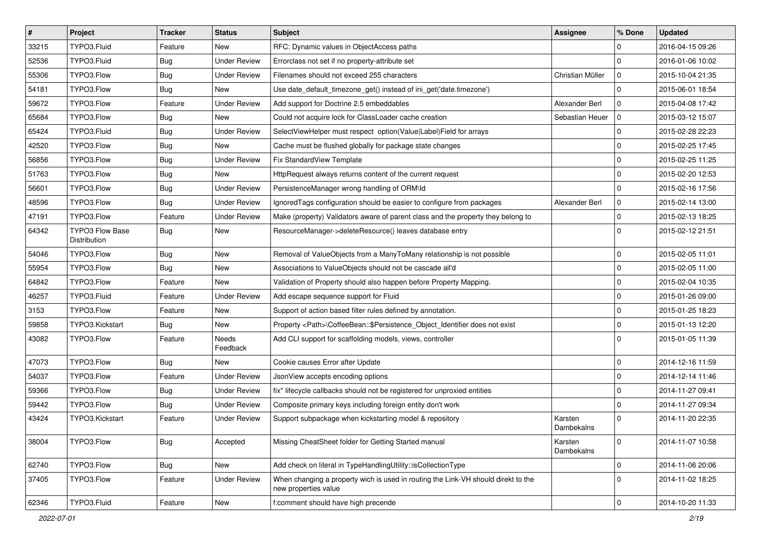| # | Project | Tracker | Status | Subject | Assignee | % Done | Updated |
|---|---|---|---|---|---|---|---|
| 33215 | TYPO3.Fluid | Feature | New | RFC: Dynamic values in ObjectAccess paths | | 0 | 2016-04-15 09:26 |
| 52536 | TYPO3.Fluid | Bug | Under Review | Errorclass not set if no property-attribute set | | 0 | 2016-01-06 10:02 |
| 55306 | TYPO3.Flow | Bug | Under Review | Filenames should not exceed 255 characters | Christian Müller | 0 | 2015-10-04 21:35 |
| 54181 | TYPO3.Flow | Bug | New | Use date_default_timezone_get() instead of ini_get('date.timezone') | | 0 | 2015-06-01 18:54 |
| 59672 | TYPO3.Flow | Feature | Under Review | Add support for Doctrine 2.5 embeddables | Alexander Berl | 0 | 2015-04-08 17:42 |
| 65684 | TYPO3.Flow | Bug | New | Could not acquire lock for ClassLoader cache creation | Sebastian Heuer | 0 | 2015-03-12 15:07 |
| 65424 | TYPO3.Fluid | Bug | Under Review | SelectViewHelper must respect option(Value\|Label)Field for arrays | | 0 | 2015-02-28 22:23 |
| 42520 | TYPO3.Flow | Bug | New | Cache must be flushed globally for package state changes | | 0 | 2015-02-25 17:45 |
| 56856 | TYPO3.Flow | Bug | Under Review | Fix StandardView Template | | 0 | 2015-02-25 11:25 |
| 51763 | TYPO3.Flow | Bug | New | HttpRequest always returns content of the current request | | 0 | 2015-02-20 12:53 |
| 56601 | TYPO3.Flow | Bug | Under Review | PersistenceManager wrong handling of ORM\Id | | 0 | 2015-02-16 17:56 |
| 48596 | TYPO3.Flow | Bug | Under Review | IgnoredTags configuration should be easier to configure from packages | Alexander Berl | 0 | 2015-02-14 13:00 |
| 47191 | TYPO3.Flow | Feature | Under Review | Make (property) Validators aware of parent class and the property they belong to | | 0 | 2015-02-13 18:25 |
| 64342 | TYPO3 Flow Base Distribution | Bug | New | ResourceManager->deleteResource() leaves database entry | | 0 | 2015-02-12 21:51 |
| 54046 | TYPO3.Flow | Bug | New | Removal of ValueObjects from a ManyToMany relationship is not possible | | 0 | 2015-02-05 11:01 |
| 55954 | TYPO3.Flow | Bug | New | Associations to ValueObjects should not be cascade all'd | | 0 | 2015-02-05 11:00 |
| 64842 | TYPO3.Flow | Feature | New | Validation of Property should also happen before Property Mapping. | | 0 | 2015-02-04 10:35 |
| 46257 | TYPO3.Fluid | Feature | Under Review | Add escape sequence support for Fluid | | 0 | 2015-01-26 09:00 |
| 3153 | TYPO3.Flow | Feature | New | Support of action based filter rules defined by annotation. | | 0 | 2015-01-25 18:23 |
| 59858 | TYPO3.Kickstart | Bug | New | Property <Path>\CoffeeBean::$Persistence_Object_Identifier does not exist | | 0 | 2015-01-13 12:20 |
| 43082 | TYPO3.Flow | Feature | Needs Feedback | Add CLI support for scaffolding models, views, controller | | 0 | 2015-01-05 11:39 |
| 47073 | TYPO3.Flow | Bug | New | Cookie causes Error after Update | | 0 | 2014-12-16 11:59 |
| 54037 | TYPO3.Flow | Feature | Under Review | JsonView accepts encoding options | | 0 | 2014-12-14 11:46 |
| 59366 | TYPO3.Flow | Bug | Under Review | fix* lifecycle callbacks should not be registered for unproxied entities | | 0 | 2014-11-27 09:41 |
| 59442 | TYPO3.Flow | Bug | Under Review | Composite primary keys including foreign entity don't work | | 0 | 2014-11-27 09:34 |
| 43424 | TYPO3.Kickstart | Feature | Under Review | Support subpackage when kickstarting model & repository | Karsten Dambekalns | 0 | 2014-11-20 22:35 |
| 38004 | TYPO3.Flow | Bug | Accepted | Missing CheatSheet folder for Getting Started manual | Karsten Dambekalns | 0 | 2014-11-07 10:58 |
| 62740 | TYPO3.Flow | Bug | New | Add check on literal in TypeHandlingUtility::isCollectionType | | 0 | 2014-11-06 20:06 |
| 37405 | TYPO3.Flow | Feature | Under Review | When changing a property wich is used in routing the Link-VH should direkt to the new properties value | | 0 | 2014-11-02 18:25 |
| 62346 | TYPO3.Fluid | Feature | New | f:comment should have high precende | | 0 | 2014-10-20 11:33 |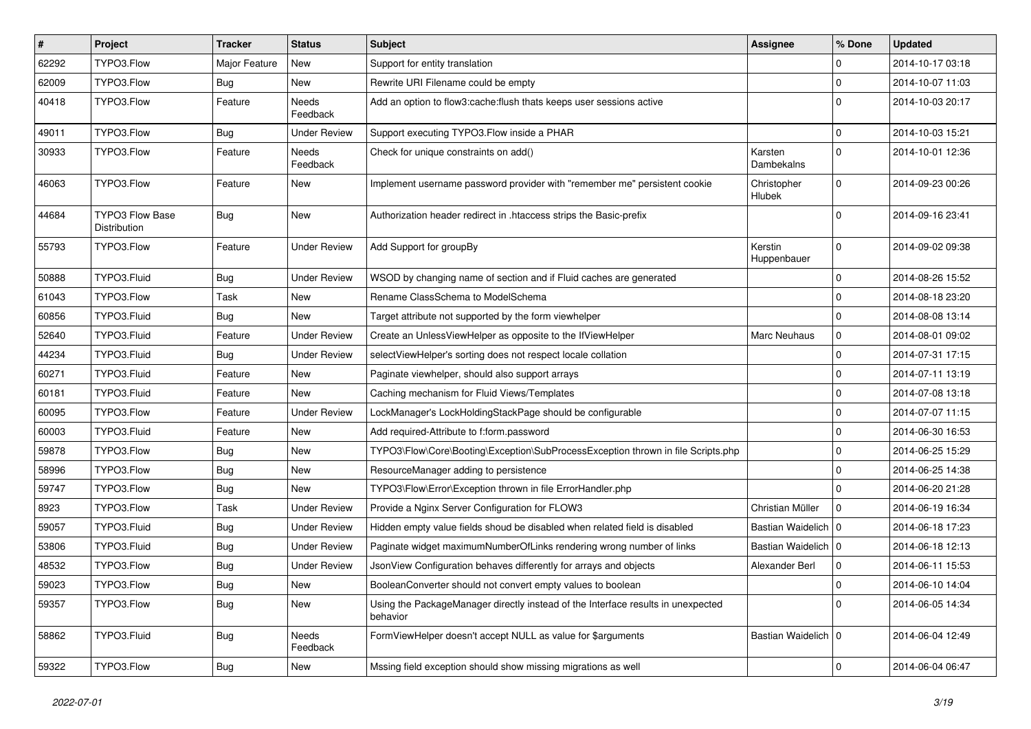| # | Project | Tracker | Status | Subject | Assignee | % Done | Updated |
|---|---|---|---|---|---|---|---|
| 62292 | TYPO3.Flow | Major Feature | New | Support for entity translation | | 0 | 2014-10-17 03:18 |
| 62009 | TYPO3.Flow | Bug | New | Rewrite URI Filename could be empty | | 0 | 2014-10-07 11:03 |
| 40418 | TYPO3.Flow | Feature | Needs Feedback | Add an option to flow3:cache:flush thats keeps user sessions active | | 0 | 2014-10-03 20:17 |
| 49011 | TYPO3.Flow | Bug | Under Review | Support executing TYPO3.Flow inside a PHAR | | 0 | 2014-10-03 15:21 |
| 30933 | TYPO3.Flow | Feature | Needs Feedback | Check for unique constraints on add() | Karsten Dambekalns | 0 | 2014-10-01 12:36 |
| 46063 | TYPO3.Flow | Feature | New | Implement username password provider with "remember me" persistent cookie | Christopher Hlubek | 0 | 2014-09-23 00:26 |
| 44684 | TYPO3 Flow Base Distribution | Bug | New | Authorization header redirect in .htaccess strips the Basic-prefix | | 0 | 2014-09-16 23:41 |
| 55793 | TYPO3.Flow | Feature | Under Review | Add Support for groupBy | Kerstin Huppenbauer | 0 | 2014-09-02 09:38 |
| 50888 | TYPO3.Fluid | Bug | Under Review | WSOD by changing name of section and if Fluid caches are generated | | 0 | 2014-08-26 15:52 |
| 61043 | TYPO3.Flow | Task | New | Rename ClassSchema to ModelSchema | | 0 | 2014-08-18 23:20 |
| 60856 | TYPO3.Fluid | Bug | New | Target attribute not supported by the form viewhelper | | 0 | 2014-08-08 13:14 |
| 52640 | TYPO3.Fluid | Feature | Under Review | Create an UnlessViewHelper as opposite to the IfViewHelper | Marc Neuhaus | 0 | 2014-08-01 09:02 |
| 44234 | TYPO3.Fluid | Bug | Under Review | selectViewHelper's sorting does not respect locale collation | | 0 | 2014-07-31 17:15 |
| 60271 | TYPO3.Fluid | Feature | New | Paginate viewhelper, should also support arrays | | 0 | 2014-07-11 13:19 |
| 60181 | TYPO3.Fluid | Feature | New | Caching mechanism for Fluid Views/Templates | | 0 | 2014-07-08 13:18 |
| 60095 | TYPO3.Flow | Feature | Under Review | LockManager's LockHoldingStackPage should be configurable | | 0 | 2014-07-07 11:15 |
| 60003 | TYPO3.Fluid | Feature | New | Add required-Attribute to f:form.password | | 0 | 2014-06-30 16:53 |
| 59878 | TYPO3.Flow | Bug | New | TYPO3\Flow\Core\Booting\Exception\SubProcessException thrown in file Scripts.php | | 0 | 2014-06-25 15:29 |
| 58996 | TYPO3.Flow | Bug | New | ResourceManager adding to persistence | | 0 | 2014-06-25 14:38 |
| 59747 | TYPO3.Flow | Bug | New | TYPO3\Flow\Error\Exception thrown in file ErrorHandler.php | | 0 | 2014-06-20 21:28 |
| 8923 | TYPO3.Flow | Task | Under Review | Provide a Nginx Server Configuration for FLOW3 | Christian Müller | 0 | 2014-06-19 16:34 |
| 59057 | TYPO3.Fluid | Bug | Under Review | Hidden empty value fields shoud be disabled when related field is disabled | Bastian Waidelich | 0 | 2014-06-18 17:23 |
| 53806 | TYPO3.Fluid | Bug | Under Review | Paginate widget maximumNumberOfLinks rendering wrong number of links | Bastian Waidelich | 0 | 2014-06-18 12:13 |
| 48532 | TYPO3.Flow | Bug | Under Review | JsonView Configuration behaves differently for arrays and objects | Alexander Berl | 0 | 2014-06-11 15:53 |
| 59023 | TYPO3.Flow | Bug | New | BooleanConverter should not convert empty values to boolean | | 0 | 2014-06-10 14:04 |
| 59357 | TYPO3.Flow | Bug | New | Using the PackageManager directly instead of the Interface results in unexpected behavior | | 0 | 2014-06-05 14:34 |
| 58862 | TYPO3.Fluid | Bug | Needs Feedback | FormViewHelper doesn't accept NULL as value for $arguments | Bastian Waidelich | 0 | 2014-06-04 12:49 |
| 59322 | TYPO3.Flow | Bug | New | Mssing field exception should show missing migrations as well | | 0 | 2014-06-04 06:47 |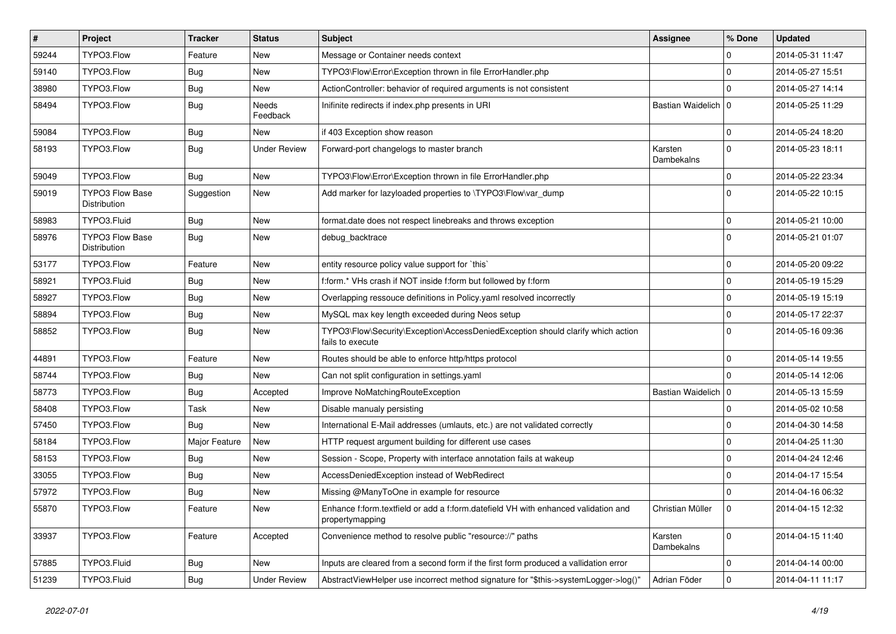| # | Project | Tracker | Status | Subject | Assignee | % Done | Updated |
|---|---|---|---|---|---|---|---|
| 59244 | TYPO3.Flow | Feature | New | Message or Container needs context | | 0 | 2014-05-31 11:47 |
| 59140 | TYPO3.Flow | Bug | New | TYPO3\Flow\Error\Exception thrown in file ErrorHandler.php | | 0 | 2014-05-27 15:51 |
| 38980 | TYPO3.Flow | Bug | New | ActionController: behavior of required arguments is not consistent | | 0 | 2014-05-27 14:14 |
| 58494 | TYPO3.Flow | Bug | Needs Feedback | Inifinite redirects if index.php presents in URI | Bastian Waidelich | 0 | 2014-05-25 11:29 |
| 59084 | TYPO3.Flow | Bug | New | if 403 Exception show reason | | 0 | 2014-05-24 18:20 |
| 58193 | TYPO3.Flow | Bug | Under Review | Forward-port changelogs to master branch | Karsten Dambekalns | 0 | 2014-05-23 18:11 |
| 59049 | TYPO3.Flow | Bug | New | TYPO3\Flow\Error\Exception thrown in file ErrorHandler.php | | 0 | 2014-05-22 23:34 |
| 59019 | TYPO3 Flow Base Distribution | Suggestion | New | Add marker for lazyloaded properties to \TYPO3\Flow\var_dump | | 0 | 2014-05-22 10:15 |
| 58983 | TYPO3.Fluid | Bug | New | format.date does not respect linebreaks and throws exception | | 0 | 2014-05-21 10:00 |
| 58976 | TYPO3 Flow Base Distribution | Bug | New | debug_backtrace | | 0 | 2014-05-21 01:07 |
| 53177 | TYPO3.Flow | Feature | New | entity resource policy value support for `this` | | 0 | 2014-05-20 09:22 |
| 58921 | TYPO3.Fluid | Bug | New | f:form.* VHs crash if NOT inside f:form but followed by f:form | | 0 | 2014-05-19 15:29 |
| 58927 | TYPO3.Flow | Bug | New | Overlapping ressouce definitions in Policy.yaml resolved incorrectly | | 0 | 2014-05-19 15:19 |
| 58894 | TYPO3.Flow | Bug | New | MySQL max key length exceeded during Neos setup | | 0 | 2014-05-17 22:37 |
| 58852 | TYPO3.Flow | Bug | New | TYPO3\Flow\Security\Exception\AccessDeniedException should clarify which action fails to execute | | 0 | 2014-05-16 09:36 |
| 44891 | TYPO3.Flow | Feature | New | Routes should be able to enforce http/https protocol | | 0 | 2014-05-14 19:55 |
| 58744 | TYPO3.Flow | Bug | New | Can not split configuration in settings.yaml | | 0 | 2014-05-14 12:06 |
| 58773 | TYPO3.Flow | Bug | Accepted | Improve NoMatchingRouteException | Bastian Waidelich | 0 | 2014-05-13 15:59 |
| 58408 | TYPO3.Flow | Task | New | Disable manualy persisting | | 0 | 2014-05-02 10:58 |
| 57450 | TYPO3.Flow | Bug | New | International E-Mail addresses (umlauts, etc.) are not validated correctly | | 0 | 2014-04-30 14:58 |
| 58184 | TYPO3.Flow | Major Feature | New | HTTP request argument building for different use cases | | 0 | 2014-04-25 11:30 |
| 58153 | TYPO3.Flow | Bug | New | Session - Scope, Property with interface annotation fails at wakeup | | 0 | 2014-04-24 12:46 |
| 33055 | TYPO3.Flow | Bug | New | AccessDeniedException instead of WebRedirect | | 0 | 2014-04-17 15:54 |
| 57972 | TYPO3.Flow | Bug | New | Missing @ManyToOne in example for resource | | 0 | 2014-04-16 06:32 |
| 55870 | TYPO3.Flow | Feature | New | Enhance f:form.textfield or add a f:form.datefield VH with enhanced validation and propertymapping | Christian Müller | 0 | 2014-04-15 12:32 |
| 33937 | TYPO3.Flow | Feature | Accepted | Convenience method to resolve public "resource://" paths | Karsten Dambekalns | 0 | 2014-04-15 11:40 |
| 57885 | TYPO3.Fluid | Bug | New | Inputs are cleared from a second form if the first form produced a vallidation error | | 0 | 2014-04-14 00:00 |
| 51239 | TYPO3.Fluid | Bug | Under Review | AbstractViewHelper use incorrect method signature for "$this->systemLogger->log()" | Adrian Föder | 0 | 2014-04-11 11:17 |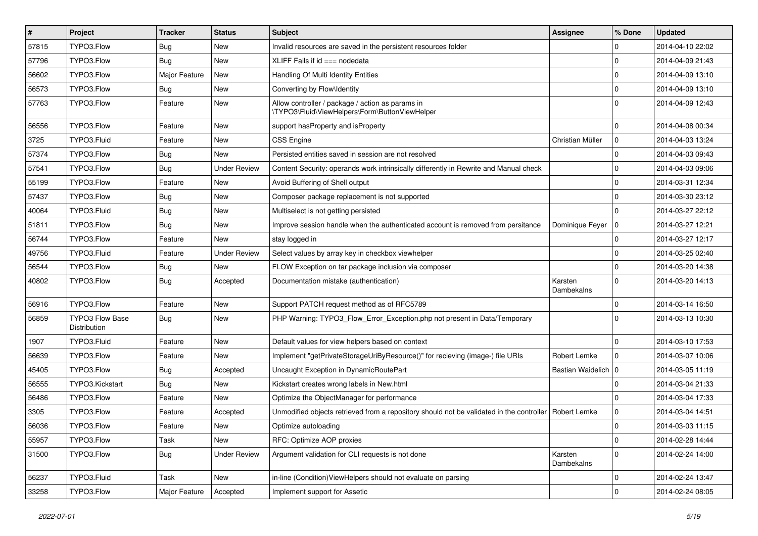| # | Project | Tracker | Status | Subject | Assignee | % Done | Updated |
|---|---|---|---|---|---|---|---|
| 57815 | TYPO3.Flow | Bug | New | Invalid resources are saved in the persistent resources folder | | 0 | 2014-04-10 22:02 |
| 57796 | TYPO3.Flow | Bug | New | XLIFF Fails if id === nodedata | | 0 | 2014-04-09 21:43 |
| 56602 | TYPO3.Flow | Major Feature | New | Handling Of Multi Identity Entities | | 0 | 2014-04-09 13:10 |
| 56573 | TYPO3.Flow | Bug | New | Converting by Flow\Identity | | 0 | 2014-04-09 13:10 |
| 57763 | TYPO3.Flow | Feature | New | Allow controller / package / action as params in \TYPO3\Fluid\ViewHelpers\Form\ButtonViewHelper | | 0 | 2014-04-09 12:43 |
| 56556 | TYPO3.Flow | Feature | New | support hasProperty and isProperty | | 0 | 2014-04-08 00:34 |
| 3725 | TYPO3.Fluid | Feature | New | CSS Engine | Christian Müller | 0 | 2014-04-03 13:24 |
| 57374 | TYPO3.Flow | Bug | New | Persisted entities saved in session are not resolved | | 0 | 2014-04-03 09:43 |
| 57541 | TYPO3.Flow | Bug | Under Review | Content Security: operands work intrinsically differently in Rewrite and Manual check | | 0 | 2014-04-03 09:06 |
| 55199 | TYPO3.Flow | Feature | New | Avoid Buffering of Shell output | | 0 | 2014-03-31 12:34 |
| 57437 | TYPO3.Flow | Bug | New | Composer package replacement is not supported | | 0 | 2014-03-30 23:12 |
| 40064 | TYPO3.Fluid | Bug | New | Multiselect is not getting persisted | | 0 | 2014-03-27 22:12 |
| 51811 | TYPO3.Flow | Bug | New | Improve session handle when the authenticated account is removed from persitance | Dominique Feyer | 0 | 2014-03-27 12:21 |
| 56744 | TYPO3.Flow | Feature | New | stay logged in | | 0 | 2014-03-27 12:17 |
| 49756 | TYPO3.Fluid | Feature | Under Review | Select values by array key in checkbox viewhelper | | 0 | 2014-03-25 02:40 |
| 56544 | TYPO3.Flow | Bug | New | FLOW Exception on tar package inclusion via composer | | 0 | 2014-03-20 14:38 |
| 40802 | TYPO3.Flow | Bug | Accepted | Documentation mistake (authentication) | Karsten Dambekalns | 0 | 2014-03-20 14:13 |
| 56916 | TYPO3.Flow | Feature | New | Support PATCH request method as of RFC5789 | | 0 | 2014-03-14 16:50 |
| 56859 | TYPO3 Flow Base Distribution | Bug | New | PHP Warning: TYPO3_Flow_Error_Exception.php not present in Data/Temporary | | 0 | 2014-03-13 10:30 |
| 1907 | TYPO3.Fluid | Feature | New | Default values for view helpers based on context | | 0 | 2014-03-10 17:53 |
| 56639 | TYPO3.Flow | Feature | New | Implement "getPrivateStorageUriByResource()" for recieving (image-) file URIs | Robert Lemke | 0 | 2014-03-07 10:06 |
| 45405 | TYPO3.Flow | Bug | Accepted | Uncaught Exception in DynamicRoutePart | Bastian Waidelich | 0 | 2014-03-05 11:19 |
| 56555 | TYPO3.Kickstart | Bug | New | Kickstart creates wrong labels in New.html | | 0 | 2014-03-04 21:33 |
| 56486 | TYPO3.Flow | Feature | New | Optimize the ObjectManager for performance | | 0 | 2014-03-04 17:33 |
| 3305 | TYPO3.Flow | Feature | Accepted | Unmodified objects retrieved from a repository should not be validated in the controller | Robert Lemke | 0 | 2014-03-04 14:51 |
| 56036 | TYPO3.Flow | Feature | New | Optimize autoloading | | 0 | 2014-03-03 11:15 |
| 55957 | TYPO3.Flow | Task | New | RFC: Optimize AOP proxies | | 0 | 2014-02-28 14:44 |
| 31500 | TYPO3.Flow | Bug | Under Review | Argument validation for CLI requests is not done | Karsten Dambekalns | 0 | 2014-02-24 14:00 |
| 56237 | TYPO3.Fluid | Task | New | in-line (Condition)ViewHelpers should not evaluate on parsing | | 0 | 2014-02-24 13:47 |
| 33258 | TYPO3.Flow | Major Feature | Accepted | Implement support for Assetic | | 0 | 2014-02-24 08:05 |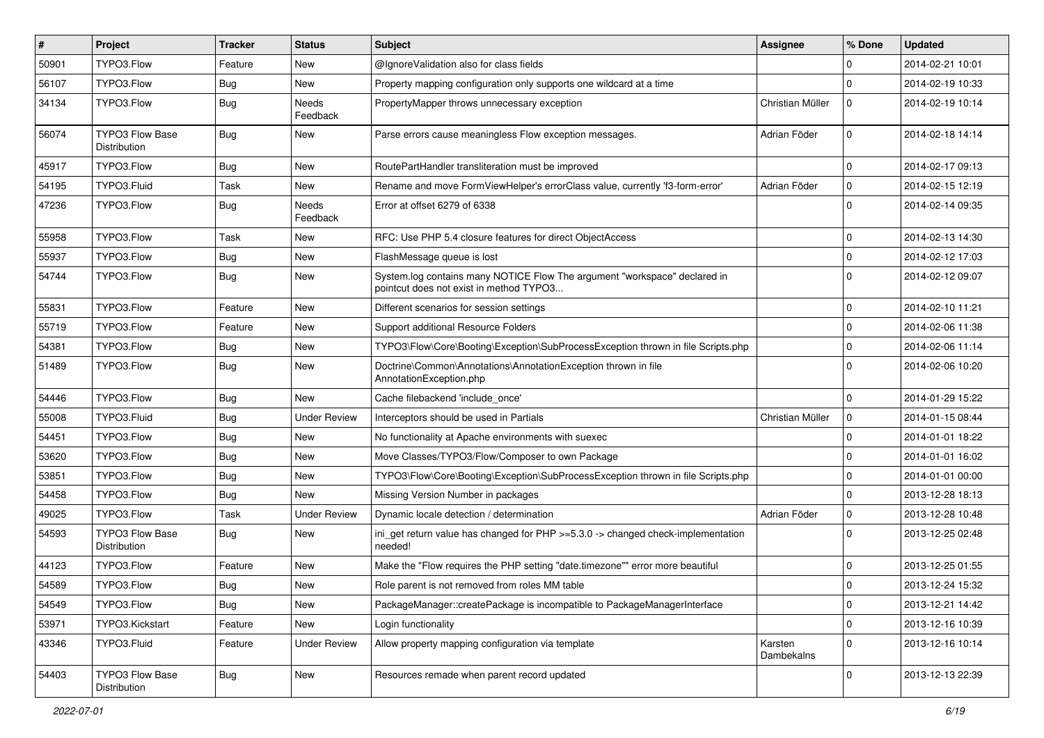| # | Project | Tracker | Status | Subject | Assignee | % Done | Updated |
|---|---|---|---|---|---|---|---|
| 50901 | TYPO3.Flow | Feature | New | @IgnoreValidation also for class fields | | 0 | 2014-02-21 10:01 |
| 56107 | TYPO3.Flow | Bug | New | Property mapping configuration only supports one wildcard at a time | | 0 | 2014-02-19 10:33 |
| 34134 | TYPO3.Flow | Bug | Needs Feedback | PropertyMapper throws unnecessary exception | Christian Müller | 0 | 2014-02-19 10:14 |
| 56074 | TYPO3 Flow Base Distribution | Bug | New | Parse errors cause meaningless Flow exception messages. | Adrian Föder | 0 | 2014-02-18 14:14 |
| 45917 | TYPO3.Flow | Bug | New | RoutePartHandler transliteration must be improved | | 0 | 2014-02-17 09:13 |
| 54195 | TYPO3.Fluid | Task | New | Rename and move FormViewHelper's errorClass value, currently 'f3-form-error' | Adrian Föder | 0 | 2014-02-15 12:19 |
| 47236 | TYPO3.Flow | Bug | Needs Feedback | Error at offset 6279 of 6338 | | 0 | 2014-02-14 09:35 |
| 55958 | TYPO3.Flow | Task | New | RFC: Use PHP 5.4 closure features for direct ObjectAccess | | 0 | 2014-02-13 14:30 |
| 55937 | TYPO3.Flow | Bug | New | FlashMessage queue is lost | | 0 | 2014-02-12 17:03 |
| 54744 | TYPO3.Flow | Bug | New | System.log contains many NOTICE Flow The argument "workspace" declared in pointcut does not exist in method TYPO3... | | 0 | 2014-02-12 09:07 |
| 55831 | TYPO3.Flow | Feature | New | Different scenarios for session settings | | 0 | 2014-02-10 11:21 |
| 55719 | TYPO3.Flow | Feature | New | Support additional Resource Folders | | 0 | 2014-02-06 11:38 |
| 54381 | TYPO3.Flow | Bug | New | TYPO3\Flow\Core\Booting\Exception\SubProcessException thrown in file Scripts.php | | 0 | 2014-02-06 11:14 |
| 51489 | TYPO3.Flow | Bug | New | Doctrine\Common\Annotations\AnnotationException thrown in file AnnotationException.php | | 0 | 2014-02-06 10:20 |
| 54446 | TYPO3.Flow | Bug | New | Cache filebackend 'include_once' | | 0 | 2014-01-29 15:22 |
| 55008 | TYPO3.Fluid | Bug | Under Review | Interceptors should be used in Partials | Christian Müller | 0 | 2014-01-15 08:44 |
| 54451 | TYPO3.Flow | Bug | New | No functionality at Apache environments with suexec | | 0 | 2014-01-01 18:22 |
| 53620 | TYPO3.Flow | Bug | New | Move Classes/TYPO3/Flow/Composer to own Package | | 0 | 2014-01-01 16:02 |
| 53851 | TYPO3.Flow | Bug | New | TYPO3\Flow\Core\Booting\Exception\SubProcessException thrown in file Scripts.php | | 0 | 2014-01-01 00:00 |
| 54458 | TYPO3.Flow | Bug | New | Missing Version Number in packages | | 0 | 2013-12-28 18:13 |
| 49025 | TYPO3.Flow | Task | Under Review | Dynamic locale detection / determination | Adrian Föder | 0 | 2013-12-28 10:48 |
| 54593 | TYPO3 Flow Base Distribution | Bug | New | ini_get return value has changed for PHP >=5.3.0 -> changed check-implementation needed! | | 0 | 2013-12-25 02:48 |
| 44123 | TYPO3.Flow | Feature | New | Make the "Flow requires the PHP setting "date.timezone"" error more beautiful | | 0 | 2013-12-25 01:55 |
| 54589 | TYPO3.Flow | Bug | New | Role parent is not removed from roles MM table | | 0 | 2013-12-24 15:32 |
| 54549 | TYPO3.Flow | Bug | New | PackageManager::createPackage is incompatible to PackageManagerInterface | | 0 | 2013-12-21 14:42 |
| 53971 | TYPO3.Kickstart | Feature | New | Login functionality | | 0 | 2013-12-16 10:39 |
| 43346 | TYPO3.Fluid | Feature | Under Review | Allow property mapping configuration via template | Karsten Dambekalns | 0 | 2013-12-16 10:14 |
| 54403 | TYPO3 Flow Base Distribution | Bug | New | Resources remade when parent record updated | | 0 | 2013-12-13 22:39 |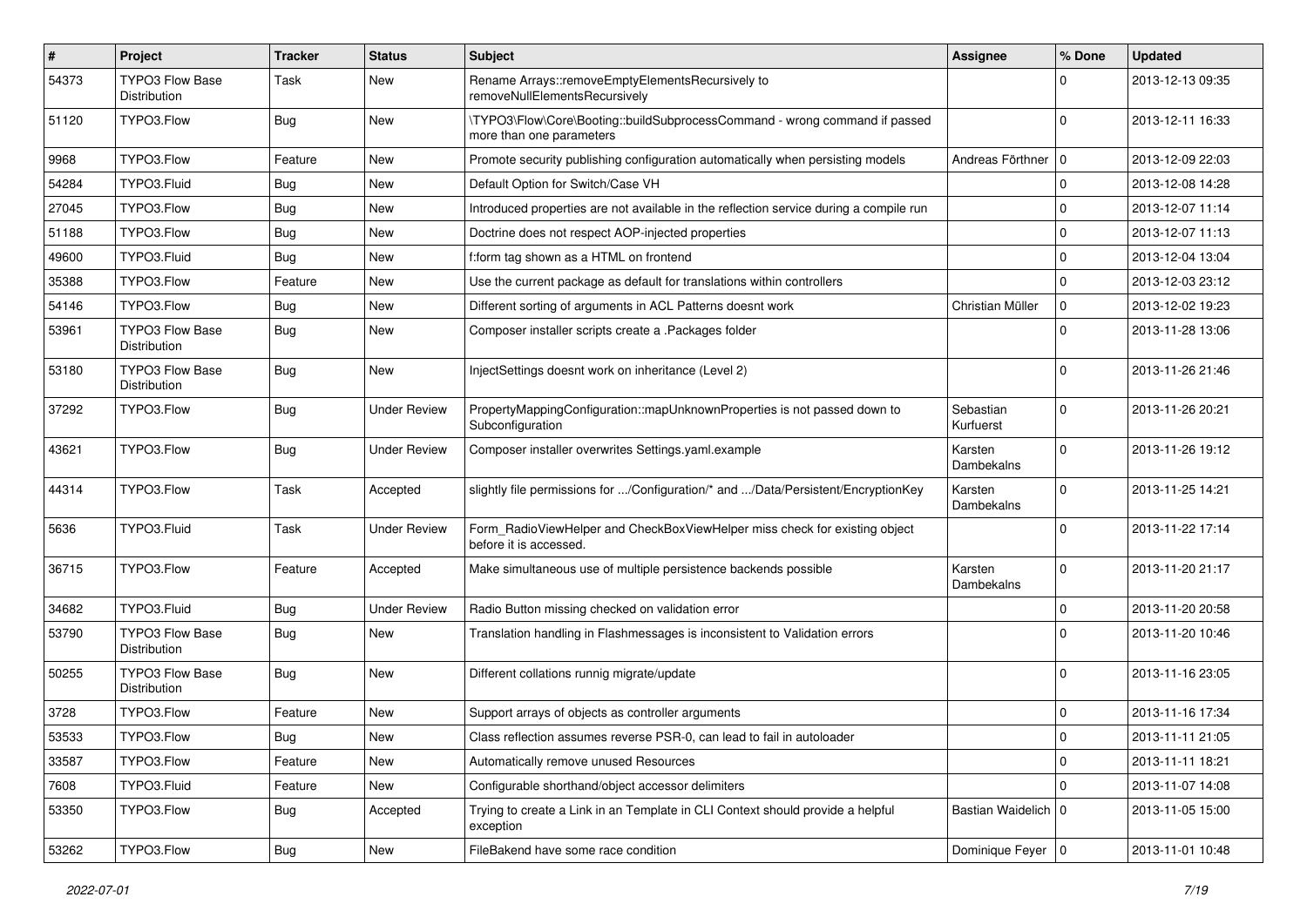| # | Project | Tracker | Status | Subject | Assignee | % Done | Updated |
|---|---|---|---|---|---|---|---|
| 54373 | TYPO3 Flow Base Distribution | Task | New | Rename Arrays::removeEmptyElementsRecursively to removeNullElementsRecursively | | 0 | 2013-12-13 09:35 |
| 51120 | TYPO3.Flow | Bug | New | \TYPO3\Flow\Core\Booting::buildSubprocessCommand - wrong command if passed more than one parameters | | 0 | 2013-12-11 16:33 |
| 9968 | TYPO3.Flow | Feature | New | Promote security publishing configuration automatically when persisting models | Andreas Förthner | 0 | 2013-12-09 22:03 |
| 54284 | TYPO3.Fluid | Bug | New | Default Option for Switch/Case VH | | 0 | 2013-12-08 14:28 |
| 27045 | TYPO3.Flow | Bug | New | Introduced properties are not available in the reflection service during a compile run | | 0 | 2013-12-07 11:14 |
| 51188 | TYPO3.Flow | Bug | New | Doctrine does not respect AOP-injected properties | | 0 | 2013-12-07 11:13 |
| 49600 | TYPO3.Fluid | Bug | New | f:form tag shown as a HTML on frontend | | 0 | 2013-12-04 13:04 |
| 35388 | TYPO3.Flow | Feature | New | Use the current package as default for translations within controllers | | 0 | 2013-12-03 23:12 |
| 54146 | TYPO3.Flow | Bug | New | Different sorting of arguments in ACL Patterns doesnt work | Christian Müller | 0 | 2013-12-02 19:23 |
| 53961 | TYPO3 Flow Base Distribution | Bug | New | Composer installer scripts create a .Packages folder | | 0 | 2013-11-28 13:06 |
| 53180 | TYPO3 Flow Base Distribution | Bug | New | InjectSettings doesnt work on inheritance (Level 2) | | 0 | 2013-11-26 21:46 |
| 37292 | TYPO3.Flow | Bug | Under Review | PropertyMappingConfiguration::mapUnknownProperties is not passed down to Subconfiguration | Sebastian Kurfuerst | 0 | 2013-11-26 20:21 |
| 43621 | TYPO3.Flow | Bug | Under Review | Composer installer overwrites Settings.yaml.example | Karsten Dambekalns | 0 | 2013-11-26 19:12 |
| 44314 | TYPO3.Flow | Task | Accepted | slightly file permissions for .../Configuration/* and .../Data/Persistent/EncryptionKey | Karsten Dambekalns | 0 | 2013-11-25 14:21 |
| 5636 | TYPO3.Fluid | Task | Under Review | Form_RadioViewHelper and CheckBoxViewHelper miss check for existing object before it is accessed. | | 0 | 2013-11-22 17:14 |
| 36715 | TYPO3.Flow | Feature | Accepted | Make simultaneous use of multiple persistence backends possible | Karsten Dambekalns | 0 | 2013-11-20 21:17 |
| 34682 | TYPO3.Fluid | Bug | Under Review | Radio Button missing checked on validation error | | 0 | 2013-11-20 20:58 |
| 53790 | TYPO3 Flow Base Distribution | Bug | New | Translation handling in Flashmessages is inconsistent to Validation errors | | 0 | 2013-11-20 10:46 |
| 50255 | TYPO3 Flow Base Distribution | Bug | New | Different collations runnig migrate/update | | 0 | 2013-11-16 23:05 |
| 3728 | TYPO3.Flow | Feature | New | Support arrays of objects as controller arguments | | 0 | 2013-11-16 17:34 |
| 53533 | TYPO3.Flow | Bug | New | Class reflection assumes reverse PSR-0, can lead to fail in autoloader | | 0 | 2013-11-11 21:05 |
| 33587 | TYPO3.Flow | Feature | New | Automatically remove unused Resources | | 0 | 2013-11-11 18:21 |
| 7608 | TYPO3.Fluid | Feature | New | Configurable shorthand/object accessor delimiters | | 0 | 2013-11-07 14:08 |
| 53350 | TYPO3.Flow | Bug | Accepted | Trying to create a Link in an Template in CLI Context should provide a helpful exception | Bastian Waidelich | 0 | 2013-11-05 15:00 |
| 53262 | TYPO3.Flow | Bug | New | FileBakend have some race condition | Dominique Feyer | 0 | 2013-11-01 10:48 |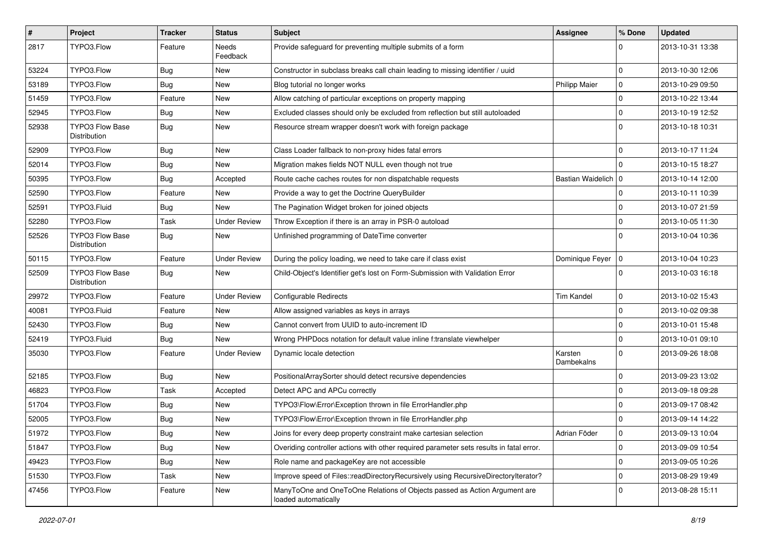| # | Project | Tracker | Status | Subject | Assignee | % Done | Updated |
|---|---|---|---|---|---|---|---|
| 2817 | TYPO3.Flow | Feature | Needs Feedback | Provide safeguard for preventing multiple submits of a form | | 0 | 2013-10-31 13:38 |
| 53224 | TYPO3.Flow | Bug | New | Constructor in subclass breaks call chain leading to missing identifier / uuid | | 0 | 2013-10-30 12:06 |
| 53189 | TYPO3.Flow | Bug | New | Blog tutorial no longer works | Philipp Maier | 0 | 2013-10-29 09:50 |
| 51459 | TYPO3.Flow | Feature | New | Allow catching of particular exceptions on property mapping | | 0 | 2013-10-22 13:44 |
| 52945 | TYPO3.Flow | Bug | New | Excluded classes should only be excluded from reflection but still autoloaded | | 0 | 2013-10-19 12:52 |
| 52938 | TYPO3 Flow Base Distribution | Bug | New | Resource stream wrapper doesn't work with foreign package | | 0 | 2013-10-18 10:31 |
| 52909 | TYPO3.Flow | Bug | New | Class Loader fallback to non-proxy hides fatal errors | | 0 | 2013-10-17 11:24 |
| 52014 | TYPO3.Flow | Bug | New | Migration makes fields NOT NULL even though not true | | 0 | 2013-10-15 18:27 |
| 50395 | TYPO3.Flow | Bug | Accepted | Route cache caches routes for non dispatchable requests | Bastian Waidelich | 0 | 2013-10-14 12:00 |
| 52590 | TYPO3.Flow | Feature | New | Provide a way to get the Doctrine QueryBuilder | | 0 | 2013-10-11 10:39 |
| 52591 | TYPO3.Fluid | Bug | New | The Pagination Widget broken for joined objects | | 0 | 2013-10-07 21:59 |
| 52280 | TYPO3.Flow | Task | Under Review | Throw Exception if there is an array in PSR-0 autoload | | 0 | 2013-10-05 11:30 |
| 52526 | TYPO3 Flow Base Distribution | Bug | New | Unfinished programming of DateTime converter | | 0 | 2013-10-04 10:36 |
| 50115 | TYPO3.Flow | Feature | Under Review | During the policy loading, we need to take care if class exist | Dominique Feyer | 0 | 2013-10-04 10:23 |
| 52509 | TYPO3 Flow Base Distribution | Bug | New | Child-Object's Identifier get's lost on Form-Submission with Validation Error | | 0 | 2013-10-03 16:18 |
| 29972 | TYPO3.Flow | Feature | Under Review | Configurable Redirects | Tim Kandel | 0 | 2013-10-02 15:43 |
| 40081 | TYPO3.Fluid | Feature | New | Allow assigned variables as keys in arrays | | 0 | 2013-10-02 09:38 |
| 52430 | TYPO3.Flow | Bug | New | Cannot convert from UUID to auto-increment ID | | 0 | 2013-10-01 15:48 |
| 52419 | TYPO3.Fluid | Bug | New | Wrong PHPDocs notation for default value inline f:translate viewhelper | | 0 | 2013-10-01 09:10 |
| 35030 | TYPO3.Flow | Feature | Under Review | Dynamic locale detection | Karsten Dambekalns | 0 | 2013-09-26 18:08 |
| 52185 | TYPO3.Flow | Bug | New | PositionalArraySorter should detect recursive dependencies | | 0 | 2013-09-23 13:02 |
| 46823 | TYPO3.Flow | Task | Accepted | Detect APC and APCu correctly | | 0 | 2013-09-18 09:28 |
| 51704 | TYPO3.Flow | Bug | New | TYPO3\Flow\Error\Exception thrown in file ErrorHandler.php | | 0 | 2013-09-17 08:42 |
| 52005 | TYPO3.Flow | Bug | New | TYPO3\Flow\Error\Exception thrown in file ErrorHandler.php | | 0 | 2013-09-14 14:22 |
| 51972 | TYPO3.Flow | Bug | New | Joins for every deep property constraint make cartesian selection | Adrian Föder | 0 | 2013-09-13 10:04 |
| 51847 | TYPO3.Flow | Bug | New | Overiding controller actions with other required parameter sets results in fatal error. | | 0 | 2013-09-09 10:54 |
| 49423 | TYPO3.Flow | Bug | New | Role name and packageKey are not accessible | | 0 | 2013-09-05 10:26 |
| 51530 | TYPO3.Flow | Task | New | Improve speed of Files::readDirectoryRecursively using RecursiveDirectoryIterator? | | 0 | 2013-08-29 19:49 |
| 47456 | TYPO3.Flow | Feature | New | ManyToOne and OneToOne Relations of Objects passed as Action Argument are loaded automatically | | 0 | 2013-08-28 15:11 |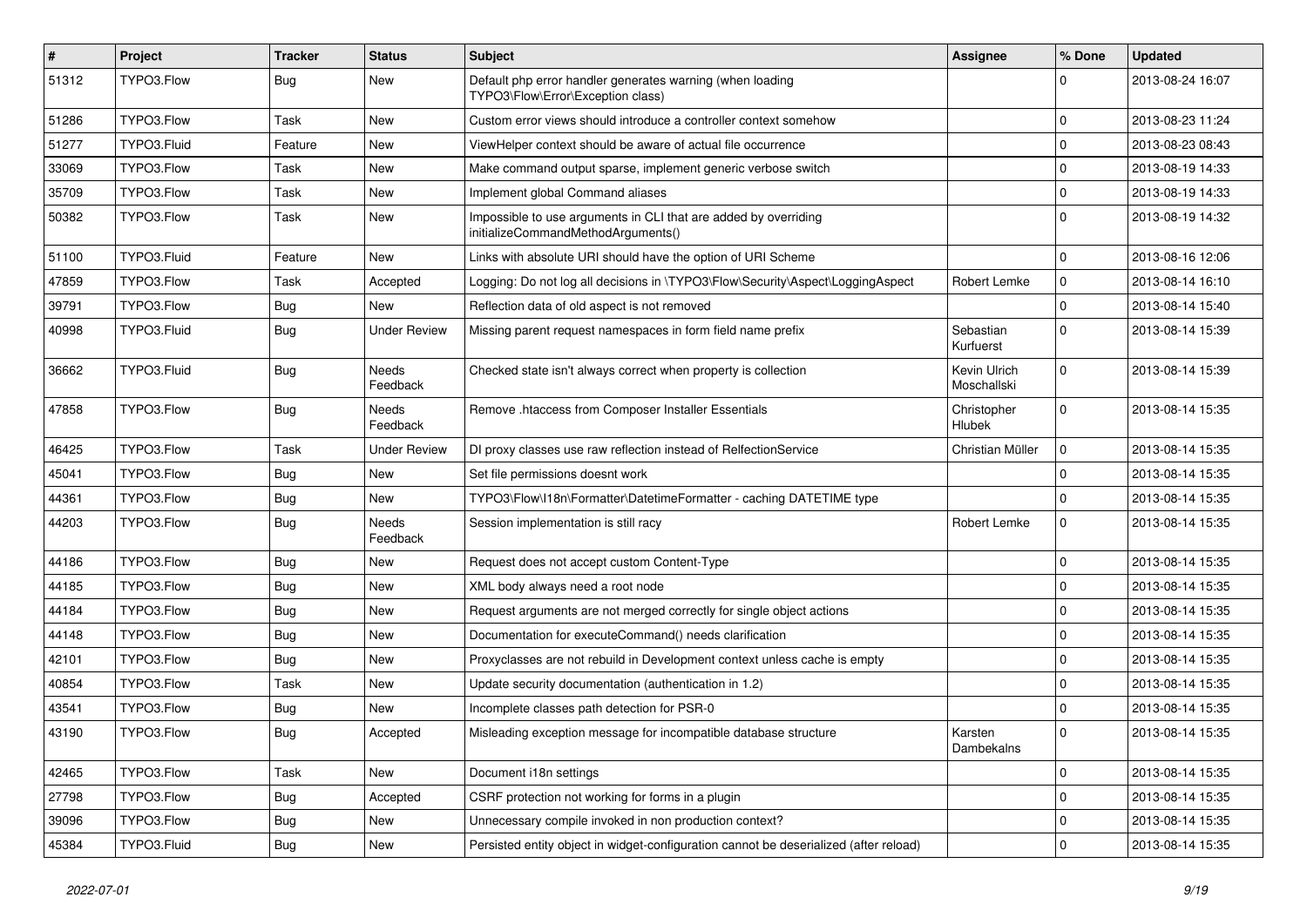| # | Project | Tracker | Status | Subject | Assignee | % Done | Updated |
|---|---|---|---|---|---|---|---|
| 51312 | TYPO3.Flow | Bug | New | Default php error handler generates warning (when loading TYPO3\Flow\Error\Exception class) | | 0 | 2013-08-24 16:07 |
| 51286 | TYPO3.Flow | Task | New | Custom error views should introduce a controller context somehow | | 0 | 2013-08-23 11:24 |
| 51277 | TYPO3.Fluid | Feature | New | ViewHelper context should be aware of actual file occurrence | | 0 | 2013-08-23 08:43 |
| 33069 | TYPO3.Flow | Task | New | Make command output sparse, implement generic verbose switch | | 0 | 2013-08-19 14:33 |
| 35709 | TYPO3.Flow | Task | New | Implement global Command aliases | | 0 | 2013-08-19 14:33 |
| 50382 | TYPO3.Flow | Task | New | Impossible to use arguments in CLI that are added by overriding initializeCommandMethodArguments() | | 0 | 2013-08-19 14:32 |
| 51100 | TYPO3.Fluid | Feature | New | Links with absolute URI should have the option of URI Scheme | | 0 | 2013-08-16 12:06 |
| 47859 | TYPO3.Flow | Task | Accepted | Logging: Do not log all decisions in \TYPO3\Flow\Security\Aspect\LoggingAspect | Robert Lemke | 0 | 2013-08-14 16:10 |
| 39791 | TYPO3.Flow | Bug | New | Reflection data of old aspect is not removed | | 0 | 2013-08-14 15:40 |
| 40998 | TYPO3.Fluid | Bug | Under Review | Missing parent request namespaces in form field name prefix | Sebastian Kurfuerst | 0 | 2013-08-14 15:39 |
| 36662 | TYPO3.Fluid | Bug | Needs Feedback | Checked state isn't always correct when property is collection | Kevin Ulrich Moschallski | 0 | 2013-08-14 15:39 |
| 47858 | TYPO3.Flow | Bug | Needs Feedback | Remove .htaccess from Composer Installer Essentials | Christopher Hlubek | 0 | 2013-08-14 15:35 |
| 46425 | TYPO3.Flow | Task | Under Review | DI proxy classes use raw reflection instead of RelfectionService | Christian Müller | 0 | 2013-08-14 15:35 |
| 45041 | TYPO3.Flow | Bug | New | Set file permissions doesnt work | | 0 | 2013-08-14 15:35 |
| 44361 | TYPO3.Flow | Bug | New | TYPO3\Flow\I18n\Formatter\DatetimeFormatter - caching DATETIME type | | 0 | 2013-08-14 15:35 |
| 44203 | TYPO3.Flow | Bug | Needs Feedback | Session implementation is still racy | Robert Lemke | 0 | 2013-08-14 15:35 |
| 44186 | TYPO3.Flow | Bug | New | Request does not accept custom Content-Type | | 0 | 2013-08-14 15:35 |
| 44185 | TYPO3.Flow | Bug | New | XML body always need a root node | | 0 | 2013-08-14 15:35 |
| 44184 | TYPO3.Flow | Bug | New | Request arguments are not merged correctly for single object actions | | 0 | 2013-08-14 15:35 |
| 44148 | TYPO3.Flow | Bug | New | Documentation for executeCommand() needs clarification | | 0 | 2013-08-14 15:35 |
| 42101 | TYPO3.Flow | Bug | New | Proxyclasses are not rebuild in Development context unless cache is empty | | 0 | 2013-08-14 15:35 |
| 40854 | TYPO3.Flow | Task | New | Update security documentation (authentication in 1.2) | | 0 | 2013-08-14 15:35 |
| 43541 | TYPO3.Flow | Bug | New | Incomplete classes path detection for PSR-0 | | 0 | 2013-08-14 15:35 |
| 43190 | TYPO3.Flow | Bug | Accepted | Misleading exception message for incompatible database structure | Karsten Dambekalns | 0 | 2013-08-14 15:35 |
| 42465 | TYPO3.Flow | Task | New | Document i18n settings | | 0 | 2013-08-14 15:35 |
| 27798 | TYPO3.Flow | Bug | Accepted | CSRF protection not working for forms in a plugin | | 0 | 2013-08-14 15:35 |
| 39096 | TYPO3.Flow | Bug | New | Unnecessary compile invoked in non production context? | | 0 | 2013-08-14 15:35 |
| 45384 | TYPO3.Fluid | Bug | New | Persisted entity object in widget-configuration cannot be deserialized (after reload) | | 0 | 2013-08-14 15:35 |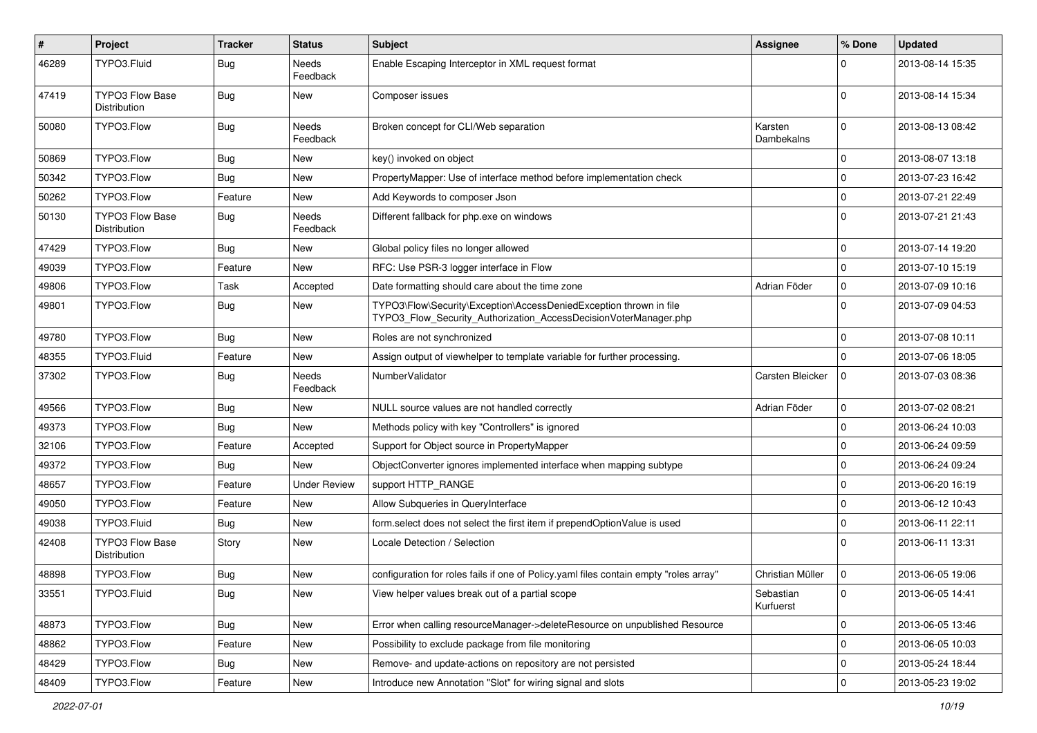| # | Project | Tracker | Status | Subject | Assignee | % Done | Updated |
|---|---|---|---|---|---|---|---|
| 46289 | TYPO3.Fluid | Bug | Needs Feedback | Enable Escaping Interceptor in XML request format | | 0 | 2013-08-14 15:35 |
| 47419 | TYPO3 Flow Base Distribution | Bug | New | Composer issues | | 0 | 2013-08-14 15:34 |
| 50080 | TYPO3.Flow | Bug | Needs Feedback | Broken concept for CLI/Web separation | Karsten Dambekalns | 0 | 2013-08-13 08:42 |
| 50869 | TYPO3.Flow | Bug | New | key() invoked on object | | 0 | 2013-08-07 13:18 |
| 50342 | TYPO3.Flow | Bug | New | PropertyMapper: Use of interface method before implementation check | | 0 | 2013-07-23 16:42 |
| 50262 | TYPO3.Flow | Feature | New | Add Keywords to composer Json | | 0 | 2013-07-21 22:49 |
| 50130 | TYPO3 Flow Base Distribution | Bug | Needs Feedback | Different fallback for php.exe on windows | | 0 | 2013-07-21 21:43 |
| 47429 | TYPO3.Flow | Bug | New | Global policy files no longer allowed | | 0 | 2013-07-14 19:20 |
| 49039 | TYPO3.Flow | Feature | New | RFC: Use PSR-3 logger interface in Flow | | 0 | 2013-07-10 15:19 |
| 49806 | TYPO3.Flow | Task | Accepted | Date formatting should care about the time zone | Adrian Föder | 0 | 2013-07-09 10:16 |
| 49801 | TYPO3.Flow | Bug | New | TYPO3\Flow\Security\Exception\AccessDeniedException thrown in file TYPO3_Flow_Security_Authorization_AccessDecisionVoterManager.php | | 0 | 2013-07-09 04:53 |
| 49780 | TYPO3.Flow | Bug | New | Roles are not synchronized | | 0 | 2013-07-08 10:11 |
| 48355 | TYPO3.Fluid | Feature | New | Assign output of viewhelper to template variable for further processing. | | 0 | 2013-07-06 18:05 |
| 37302 | TYPO3.Flow | Bug | Needs Feedback | NumberValidator | Carsten Bleicker | 0 | 2013-07-03 08:36 |
| 49566 | TYPO3.Flow | Bug | New | NULL source values are not handled correctly | Adrian Föder | 0 | 2013-07-02 08:21 |
| 49373 | TYPO3.Flow | Bug | New | Methods policy with key "Controllers" is ignored | | 0 | 2013-06-24 10:03 |
| 32106 | TYPO3.Flow | Feature | Accepted | Support for Object source in PropertyMapper | | 0 | 2013-06-24 09:59 |
| 49372 | TYPO3.Flow | Bug | New | ObjectConverter ignores implemented interface when mapping subtype | | 0 | 2013-06-24 09:24 |
| 48657 | TYPO3.Flow | Feature | Under Review | support HTTP_RANGE | | 0 | 2013-06-20 16:19 |
| 49050 | TYPO3.Flow | Feature | New | Allow Subqueries in QueryInterface | | 0 | 2013-06-12 10:43 |
| 49038 | TYPO3.Fluid | Bug | New | form.select does not select the first item if prependOptionValue is used | | 0 | 2013-06-11 22:11 |
| 42408 | TYPO3 Flow Base Distribution | Story | New | Locale Detection / Selection | | 0 | 2013-06-11 13:31 |
| 48898 | TYPO3.Flow | Bug | New | configuration for roles fails if one of Policy.yaml files contain empty "roles array" | Christian Müller | 0 | 2013-06-05 19:06 |
| 33551 | TYPO3.Fluid | Bug | New | View helper values break out of a partial scope | Sebastian Kurfuerst | 0 | 2013-06-05 14:41 |
| 48873 | TYPO3.Flow | Bug | New | Error when calling resourceManager->deleteResource on unpublished Resource | | 0 | 2013-06-05 13:46 |
| 48862 | TYPO3.Flow | Feature | New | Possibility to exclude package from file monitoring | | 0 | 2013-06-05 10:03 |
| 48429 | TYPO3.Flow | Bug | New | Remove- and update-actions on repository are not persisted | | 0 | 2013-05-24 18:44 |
| 48409 | TYPO3.Flow | Feature | New | Introduce new Annotation "Slot" for wiring signal and slots | | 0 | 2013-05-23 19:02 |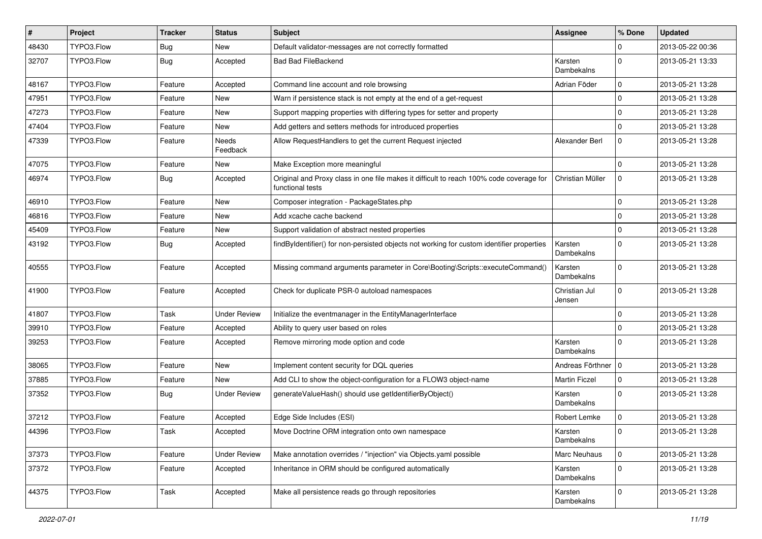| # | Project | Tracker | Status | Subject | Assignee | % Done | Updated |
| --- | --- | --- | --- | --- | --- | --- | --- |
| 48430 | TYPO3.Flow | Bug | New | Default validator-messages are not correctly formatted | | 0 | 2013-05-22 00:36 |
| 32707 | TYPO3.Flow | Bug | Accepted | Bad Bad FileBackend | Karsten Dambekalns | 0 | 2013-05-21 13:33 |
| 48167 | TYPO3.Flow | Feature | Accepted | Command line account and role browsing | Adrian Föder | 0 | 2013-05-21 13:28 |
| 47951 | TYPO3.Flow | Feature | New | Warn if persistence stack is not empty at the end of a get-request | | 0 | 2013-05-21 13:28 |
| 47273 | TYPO3.Flow | Feature | New | Support mapping properties with differing types for setter and property | | 0 | 2013-05-21 13:28 |
| 47404 | TYPO3.Flow | Feature | New | Add getters and setters methods for introduced properties | | 0 | 2013-05-21 13:28 |
| 47339 | TYPO3.Flow | Feature | Needs Feedback | Allow RequestHandlers to get the current Request injected | Alexander Berl | 0 | 2013-05-21 13:28 |
| 47075 | TYPO3.Flow | Feature | New | Make Exception more meaningful | | 0 | 2013-05-21 13:28 |
| 46974 | TYPO3.Flow | Bug | Accepted | Original and Proxy class in one file makes it difficult to reach 100% code coverage for functional tests | Christian Müller | 0 | 2013-05-21 13:28 |
| 46910 | TYPO3.Flow | Feature | New | Composer integration - PackageStates.php | | 0 | 2013-05-21 13:28 |
| 46816 | TYPO3.Flow | Feature | New | Add xcache cache backend | | 0 | 2013-05-21 13:28 |
| 45409 | TYPO3.Flow | Feature | New | Support validation of abstract nested properties | | 0 | 2013-05-21 13:28 |
| 43192 | TYPO3.Flow | Bug | Accepted | findByIdentifier() for non-persisted objects not working for custom identifier properties | Karsten Dambekalns | 0 | 2013-05-21 13:28 |
| 40555 | TYPO3.Flow | Feature | Accepted | Missing command arguments parameter in Core\Booting\Scripts::executeCommand() | Karsten Dambekalns | 0 | 2013-05-21 13:28 |
| 41900 | TYPO3.Flow | Feature | Accepted | Check for duplicate PSR-0 autoload namespaces | Christian Jul Jensen | 0 | 2013-05-21 13:28 |
| 41807 | TYPO3.Flow | Task | Under Review | Initialize the eventmanager in the EntityManagerInterface | | 0 | 2013-05-21 13:28 |
| 39910 | TYPO3.Flow | Feature | Accepted | Ability to query user based on roles | | 0 | 2013-05-21 13:28 |
| 39253 | TYPO3.Flow | Feature | Accepted | Remove mirroring mode option and code | Karsten Dambekalns | 0 | 2013-05-21 13:28 |
| 38065 | TYPO3.Flow | Feature | New | Implement content security for DQL queries | Andreas Förthner | 0 | 2013-05-21 13:28 |
| 37885 | TYPO3.Flow | Feature | New | Add CLI to show the object-configuration for a FLOW3 object-name | Martin Ficzel | 0 | 2013-05-21 13:28 |
| 37352 | TYPO3.Flow | Bug | Under Review | generateValueHash() should use getIdentifierByObject() | Karsten Dambekalns | 0 | 2013-05-21 13:28 |
| 37212 | TYPO3.Flow | Feature | Accepted | Edge Side Includes (ESI) | Robert Lemke | 0 | 2013-05-21 13:28 |
| 44396 | TYPO3.Flow | Task | Accepted | Move Doctrine ORM integration onto own namespace | Karsten Dambekalns | 0 | 2013-05-21 13:28 |
| 37373 | TYPO3.Flow | Feature | Under Review | Make annotation overrides / "injection" via Objects.yaml possible | Marc Neuhaus | 0 | 2013-05-21 13:28 |
| 37372 | TYPO3.Flow | Feature | Accepted | Inheritance in ORM should be configured automatically | Karsten Dambekalns | 0 | 2013-05-21 13:28 |
| 44375 | TYPO3.Flow | Task | Accepted | Make all persistence reads go through repositories | Karsten Dambekalns | 0 | 2013-05-21 13:28 |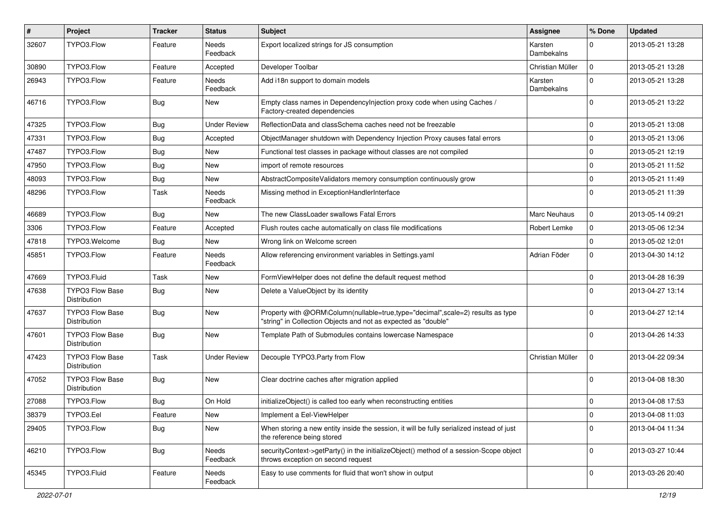| # | Project | Tracker | Status | Subject | Assignee | % Done | Updated |
|---|---|---|---|---|---|---|---|
| 32607 | TYPO3.Flow | Feature | Needs Feedback | Export localized strings for JS consumption | Karsten Dambekalns | 0 | 2013-05-21 13:28 |
| 30890 | TYPO3.Flow | Feature | Accepted | Developer Toolbar | Christian Müller | 0 | 2013-05-21 13:28 |
| 26943 | TYPO3.Flow | Feature | Needs Feedback | Add i18n support to domain models | Karsten Dambekalns | 0 | 2013-05-21 13:28 |
| 46716 | TYPO3.Flow | Bug | New | Empty class names in DependencyInjection proxy code when using Caches / Factory-created dependencies | | 0 | 2013-05-21 13:22 |
| 47325 | TYPO3.Flow | Bug | Under Review | ReflectionData and classSchema caches need not be freezable | | 0 | 2013-05-21 13:08 |
| 47331 | TYPO3.Flow | Bug | Accepted | ObjectManager shutdown with Dependency Injection Proxy causes fatal errors | | 0 | 2013-05-21 13:06 |
| 47487 | TYPO3.Flow | Bug | New | Functional test classes in package without classes are not compiled | | 0 | 2013-05-21 12:19 |
| 47950 | TYPO3.Flow | Bug | New | import of remote resources | | 0 | 2013-05-21 11:52 |
| 48093 | TYPO3.Flow | Bug | New | AbstractCompositeValidators memory consumption continuously grow | | 0 | 2013-05-21 11:49 |
| 48296 | TYPO3.Flow | Task | Needs Feedback | Missing method in ExceptionHandlerInterface | | 0 | 2013-05-21 11:39 |
| 46689 | TYPO3.Flow | Bug | New | The new ClassLoader swallows Fatal Errors | Marc Neuhaus | 0 | 2013-05-14 09:21 |
| 3306 | TYPO3.Flow | Feature | Accepted | Flush routes cache automatically on class file modifications | Robert Lemke | 0 | 2013-05-06 12:34 |
| 47818 | TYPO3.Welcome | Bug | New | Wrong link on Welcome screen | | 0 | 2013-05-02 12:01 |
| 45851 | TYPO3.Flow | Feature | Needs Feedback | Allow referencing environment variables in Settings.yaml | Adrian Föder | 0 | 2013-04-30 14:12 |
| 47669 | TYPO3.Fluid | Task | New | FormViewHelper does not define the default request method | | 0 | 2013-04-28 16:39 |
| 47638 | TYPO3 Flow Base Distribution | Bug | New | Delete a ValueObject by its identity | | 0 | 2013-04-27 13:14 |
| 47637 | TYPO3 Flow Base Distribution | Bug | New | Property with @ORM\Column(nullable=true,type="decimal",scale=2) results as type "string" in Collection Objects and not as expected as "double" | | 0 | 2013-04-27 12:14 |
| 47601 | TYPO3 Flow Base Distribution | Bug | New | Template Path of Submodules contains lowercase Namespace | | 0 | 2013-04-26 14:33 |
| 47423 | TYPO3 Flow Base Distribution | Task | Under Review | Decouple TYPO3.Party from Flow | Christian Müller | 0 | 2013-04-22 09:34 |
| 47052 | TYPO3 Flow Base Distribution | Bug | New | Clear doctrine caches after migration applied | | 0 | 2013-04-08 18:30 |
| 27088 | TYPO3.Flow | Bug | On Hold | initializeObject() is called too early when reconstructing entities | | 0 | 2013-04-08 17:53 |
| 38379 | TYPO3.Eel | Feature | New | Implement a Eel-ViewHelper | | 0 | 2013-04-08 11:03 |
| 29405 | TYPO3.Flow | Bug | New | When storing a new entity inside the session, it will be fully serialized instead of just the reference being stored | | 0 | 2013-04-04 11:34 |
| 46210 | TYPO3.Flow | Bug | Needs Feedback | securityContext->getParty() in the initializeObject() method of a session-Scope object throws exception on second request | | 0 | 2013-03-27 10:44 |
| 45345 | TYPO3.Fluid | Feature | Needs Feedback | Easy to use comments for fluid that won't show in output | | 0 | 2013-03-26 20:40 |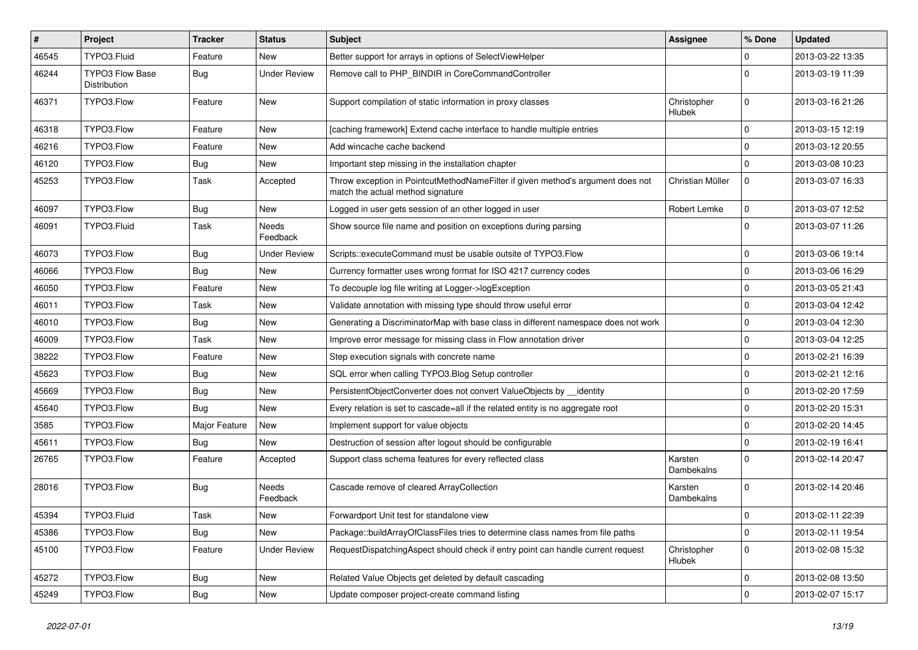| # | Project | Tracker | Status | Subject | Assignee | % Done | Updated |
| --- | --- | --- | --- | --- | --- | --- | --- |
| 46545 | TYPO3.Fluid | Feature | New | Better support for arrays in options of SelectViewHelper | | 0 | 2013-03-22 13:35 |
| 46244 | TYPO3 Flow Base Distribution | Bug | Under Review | Remove call to PHP_BINDIR in CoreCommandController | | 0 | 2013-03-19 11:39 |
| 46371 | TYPO3.Flow | Feature | New | Support compilation of static information in proxy classes | Christopher Hlubek | 0 | 2013-03-16 21:26 |
| 46318 | TYPO3.Flow | Feature | New | [caching framework] Extend cache interface to handle multiple entries | | 0 | 2013-03-15 12:19 |
| 46216 | TYPO3.Flow | Feature | New | Add wincache cache backend | | 0 | 2013-03-12 20:55 |
| 46120 | TYPO3.Flow | Bug | New | Important step missing in the installation chapter | | 0 | 2013-03-08 10:23 |
| 45253 | TYPO3.Flow | Task | Accepted | Throw exception in PointcutMethodNameFilter if given method's argument does not match the actual method signature | Christian Müller | 0 | 2013-03-07 16:33 |
| 46097 | TYPO3.Flow | Bug | New | Logged in user gets session of an other logged in user | Robert Lemke | 0 | 2013-03-07 12:52 |
| 46091 | TYPO3.Fluid | Task | Needs Feedback | Show source file name and position on exceptions during parsing | | 0 | 2013-03-07 11:26 |
| 46073 | TYPO3.Flow | Bug | Under Review | Scripts::executeCommand must be usable outsite of TYPO3.Flow | | 0 | 2013-03-06 19:14 |
| 46066 | TYPO3.Flow | Bug | New | Currency formatter uses wrong format for ISO 4217 currency codes | | 0 | 2013-03-06 16:29 |
| 46050 | TYPO3.Flow | Feature | New | To decouple log file writing at Logger->logException | | 0 | 2013-03-05 21:43 |
| 46011 | TYPO3.Flow | Task | New | Validate annotation with missing type should throw useful error | | 0 | 2013-03-04 12:42 |
| 46010 | TYPO3.Flow | Bug | New | Generating a DiscriminatorMap with base class in different namespace does not work | | 0 | 2013-03-04 12:30 |
| 46009 | TYPO3.Flow | Task | New | Improve error message for missing class in Flow annotation driver | | 0 | 2013-03-04 12:25 |
| 38222 | TYPO3.Flow | Feature | New | Step execution signals with concrete name | | 0 | 2013-02-21 16:39 |
| 45623 | TYPO3.Flow | Bug | New | SQL error when calling TYPO3.Blog Setup controller | | 0 | 2013-02-21 12:16 |
| 45669 | TYPO3.Flow | Bug | New | PersistentObjectConverter does not convert ValueObjects by __identity | | 0 | 2013-02-20 17:59 |
| 45640 | TYPO3.Flow | Bug | New | Every relation is set to cascade=all if the related entity is no aggregate root | | 0 | 2013-02-20 15:31 |
| 3585 | TYPO3.Flow | Major Feature | New | Implement support for value objects | | 0 | 2013-02-20 14:45 |
| 45611 | TYPO3.Flow | Bug | New | Destruction of session after logout should be configurable | | 0 | 2013-02-19 16:41 |
| 26765 | TYPO3.Flow | Feature | Accepted | Support class schema features for every reflected class | Karsten Dambekalns | 0 | 2013-02-14 20:47 |
| 28016 | TYPO3.Flow | Bug | Needs Feedback | Cascade remove of cleared ArrayCollection | Karsten Dambekalns | 0 | 2013-02-14 20:46 |
| 45394 | TYPO3.Fluid | Task | New | Forwardport Unit test for standalone view | | 0 | 2013-02-11 22:39 |
| 45386 | TYPO3.Flow | Bug | New | Package::buildArrayOfClassFiles tries to determine class names from file paths | | 0 | 2013-02-11 19:54 |
| 45100 | TYPO3.Flow | Feature | Under Review | RequestDispatchingAspect should check if entry point can handle current request | Christopher Hlubek | 0 | 2013-02-08 15:32 |
| 45272 | TYPO3.Flow | Bug | New | Related Value Objects get deleted by default cascading | | 0 | 2013-02-08 13:50 |
| 45249 | TYPO3.Flow | Bug | New | Update composer project-create command listing | | 0 | 2013-02-07 15:17 |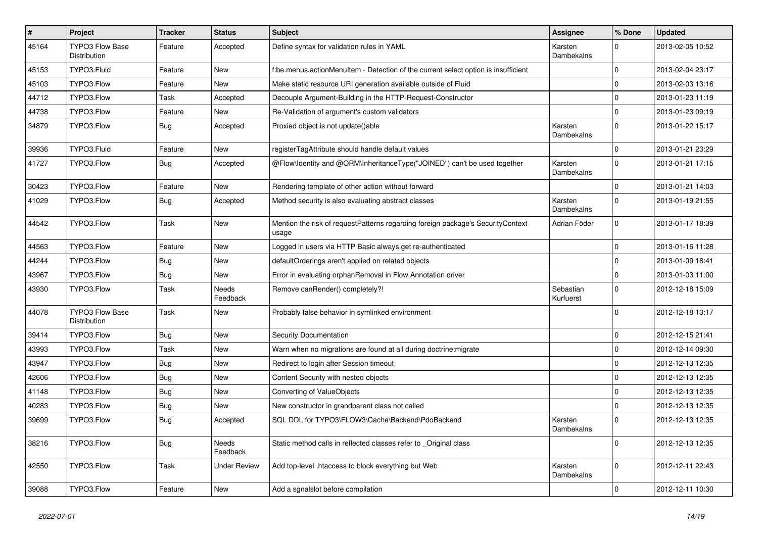| # | Project | Tracker | Status | Subject | Assignee | % Done | Updated |
|---|---|---|---|---|---|---|---|
| 45164 | TYPO3 Flow Base Distribution | Feature | Accepted | Define syntax for validation rules in YAML | Karsten Dambekalns | 0 | 2013-02-05 10:52 |
| 45153 | TYPO3.Fluid | Feature | New | f:be.menus.actionMenuItem - Detection of the current select option is insufficient | | 0 | 2013-02-04 23:17 |
| 45103 | TYPO3.Flow | Feature | New | Make static resource URI generation available outside of Fluid | | 0 | 2013-02-03 13:16 |
| 44712 | TYPO3.Flow | Task | Accepted | Decouple Argument-Building in the HTTP-Request-Constructor | | 0 | 2013-01-23 11:19 |
| 44738 | TYPO3.Flow | Feature | New | Re-Validation of argument's custom validators | | 0 | 2013-01-23 09:19 |
| 34879 | TYPO3.Flow | Bug | Accepted | Proxied object is not update()able | Karsten Dambekalns | 0 | 2013-01-22 15:17 |
| 39936 | TYPO3.Fluid | Feature | New | registerTagAttribute should handle default values | | 0 | 2013-01-21 23:29 |
| 41727 | TYPO3.Flow | Bug | Accepted | @Flow\Identity and @ORM\InheritanceType("JOINED") can't be used together | Karsten Dambekalns | 0 | 2013-01-21 17:15 |
| 30423 | TYPO3.Flow | Feature | New | Rendering template of other action without forward | | 0 | 2013-01-21 14:03 |
| 41029 | TYPO3.Flow | Bug | Accepted | Method security is also evaluating abstract classes | Karsten Dambekalns | 0 | 2013-01-19 21:55 |
| 44542 | TYPO3.Flow | Task | New | Mention the risk of requestPatterns regarding foreign package's SecurityContext usage | Adrian Föder | 0 | 2013-01-17 18:39 |
| 44563 | TYPO3.Flow | Feature | New | Logged in users via HTTP Basic always get re-authenticated | | 0 | 2013-01-16 11:28 |
| 44244 | TYPO3.Flow | Bug | New | defaultOrderings aren't applied on related objects | | 0 | 2013-01-09 18:41 |
| 43967 | TYPO3.Flow | Bug | New | Error in evaluating orphanRemoval in Flow Annotation driver | | 0 | 2013-01-03 11:00 |
| 43930 | TYPO3.Flow | Task | Needs Feedback | Remove canRender() completely?! | Sebastian Kurfuerst | 0 | 2012-12-18 15:09 |
| 44078 | TYPO3 Flow Base Distribution | Task | New | Probably false behavior in symlinked environment | | 0 | 2012-12-18 13:17 |
| 39414 | TYPO3.Flow | Bug | New | Security Documentation | | 0 | 2012-12-15 21:41 |
| 43993 | TYPO3.Flow | Task | New | Warn when no migrations are found at all during doctrine:migrate | | 0 | 2012-12-14 09:30 |
| 43947 | TYPO3.Flow | Bug | New | Redirect to login after Session timeout | | 0 | 2012-12-13 12:35 |
| 42606 | TYPO3.Flow | Bug | New | Content Security with nested objects | | 0 | 2012-12-13 12:35 |
| 41148 | TYPO3.Flow | Bug | New | Converting of ValueObjects | | 0 | 2012-12-13 12:35 |
| 40283 | TYPO3.Flow | Bug | New | New constructor in grandparent class not called | | 0 | 2012-12-13 12:35 |
| 39699 | TYPO3.Flow | Bug | Accepted | SQL DDL for TYPO3\FLOW3\Cache\Backend\PdoBackend | Karsten Dambekalns | 0 | 2012-12-13 12:35 |
| 38216 | TYPO3.Flow | Bug | Needs Feedback | Static method calls in reflected classes refer to _Original class | | 0 | 2012-12-13 12:35 |
| 42550 | TYPO3.Flow | Task | Under Review | Add top-level .htaccess to block everything but Web | Karsten Dambekalns | 0 | 2012-12-11 22:43 |
| 39088 | TYPO3.Flow | Feature | New | Add a sgnalslot before compilation | | 0 | 2012-12-11 10:30 |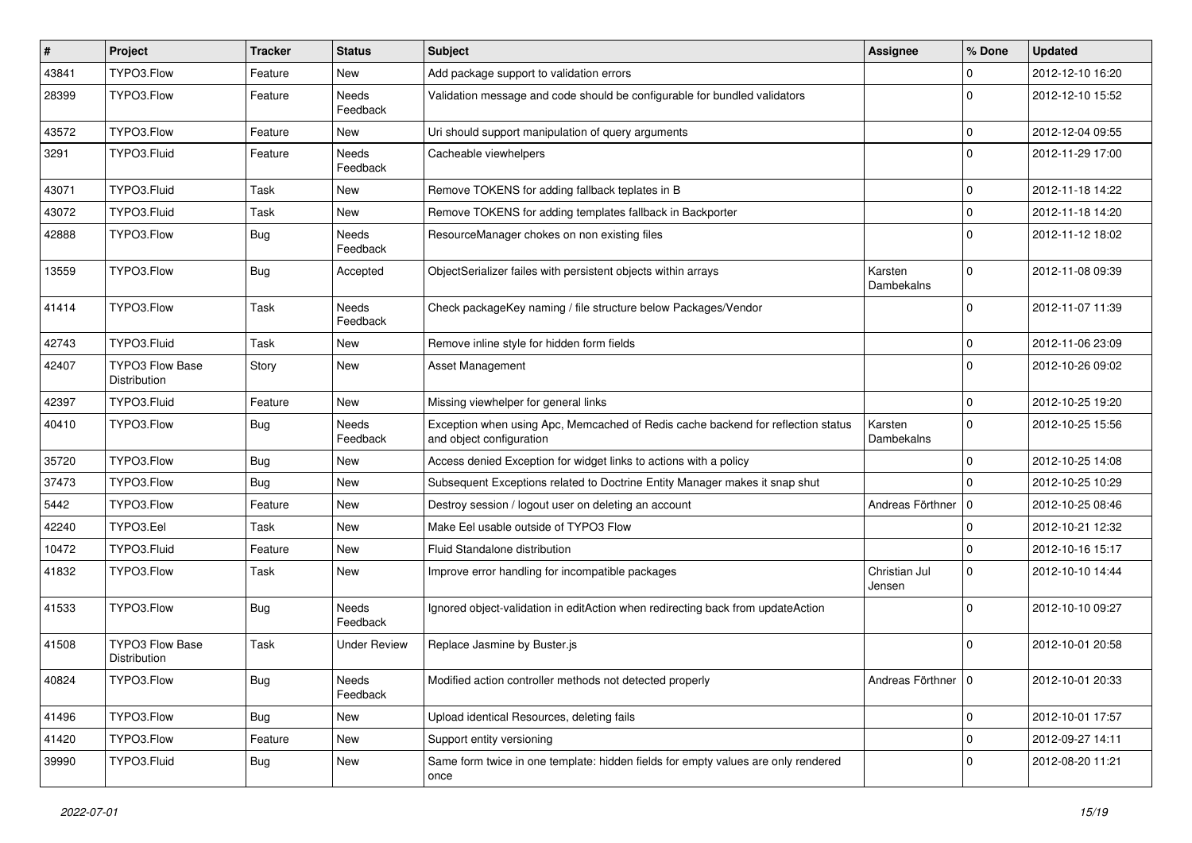| # | Project | Tracker | Status | Subject | Assignee | % Done | Updated |
|---|---|---|---|---|---|---|---|
| 43841 | TYPO3.Flow | Feature | New | Add package support to validation errors | | 0 | 2012-12-10 16:20 |
| 28399 | TYPO3.Flow | Feature | Needs Feedback | Validation message and code should be configurable for bundled validators | | 0 | 2012-12-10 15:52 |
| 43572 | TYPO3.Flow | Feature | New | Uri should support manipulation of query arguments | | 0 | 2012-12-04 09:55 |
| 3291 | TYPO3.Fluid | Feature | Needs Feedback | Cacheable viewhelpers | | 0 | 2012-11-29 17:00 |
| 43071 | TYPO3.Fluid | Task | New | Remove TOKENS for adding fallback teplates in B | | 0 | 2012-11-18 14:22 |
| 43072 | TYPO3.Fluid | Task | New | Remove TOKENS for adding templates fallback in Backporter | | 0 | 2012-11-18 14:20 |
| 42888 | TYPO3.Flow | Bug | Needs Feedback | ResourceManager chokes on non existing files | | 0 | 2012-11-12 18:02 |
| 13559 | TYPO3.Flow | Bug | Accepted | ObjectSerializer failes with persistent objects within arrays | Karsten Dambekalns | 0 | 2012-11-08 09:39 |
| 41414 | TYPO3.Flow | Task | Needs Feedback | Check packageKey naming / file structure below Packages/Vendor | | 0 | 2012-11-07 11:39 |
| 42743 | TYPO3.Fluid | Task | New | Remove inline style for hidden form fields | | 0 | 2012-11-06 23:09 |
| 42407 | TYPO3 Flow Base Distribution | Story | New | Asset Management | | 0 | 2012-10-26 09:02 |
| 42397 | TYPO3.Fluid | Feature | New | Missing viewhelper for general links | | 0 | 2012-10-25 19:20 |
| 40410 | TYPO3.Flow | Bug | Needs Feedback | Exception when using Apc, Memcached of Redis cache backend for reflection status and object configuration | Karsten Dambekalns | 0 | 2012-10-25 15:56 |
| 35720 | TYPO3.Flow | Bug | New | Access denied Exception for widget links to actions with a policy | | 0 | 2012-10-25 14:08 |
| 37473 | TYPO3.Flow | Bug | New | Subsequent Exceptions related to Doctrine Entity Manager makes it snap shut | | 0 | 2012-10-25 10:29 |
| 5442 | TYPO3.Flow | Feature | New | Destroy session / logout user on deleting an account | Andreas Förthner | 0 | 2012-10-25 08:46 |
| 42240 | TYPO3.Eel | Task | New | Make Eel usable outside of TYPO3 Flow | | 0 | 2012-10-21 12:32 |
| 10472 | TYPO3.Fluid | Feature | New | Fluid Standalone distribution | | 0 | 2012-10-16 15:17 |
| 41832 | TYPO3.Flow | Task | New | Improve error handling for incompatible packages | Christian Jul Jensen | 0 | 2012-10-10 14:44 |
| 41533 | TYPO3.Flow | Bug | Needs Feedback | Ignored object-validation in editAction when redirecting back from updateAction | | 0 | 2012-10-10 09:27 |
| 41508 | TYPO3 Flow Base Distribution | Task | Under Review | Replace Jasmine by Buster.js | | 0 | 2012-10-01 20:58 |
| 40824 | TYPO3.Flow | Bug | Needs Feedback | Modified action controller methods not detected properly | Andreas Förthner | 0 | 2012-10-01 20:33 |
| 41496 | TYPO3.Flow | Bug | New | Upload identical Resources, deleting fails | | 0 | 2012-10-01 17:57 |
| 41420 | TYPO3.Flow | Feature | New | Support entity versioning | | 0 | 2012-09-27 14:11 |
| 39990 | TYPO3.Fluid | Bug | New | Same form twice in one template: hidden fields for empty values are only rendered once | | 0 | 2012-08-20 11:21 |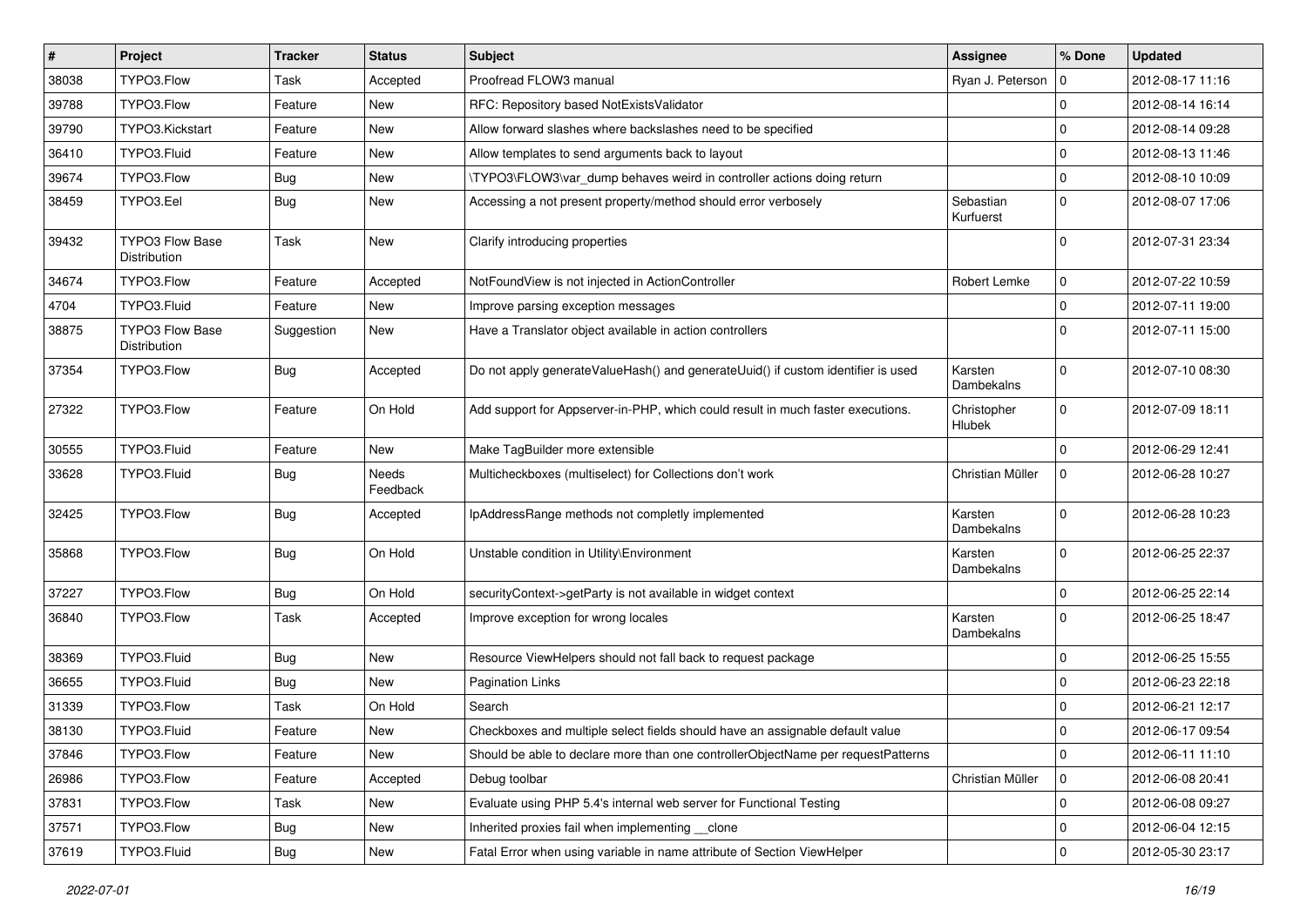| # | Project | Tracker | Status | Subject | Assignee | % Done | Updated |
|---|---|---|---|---|---|---|---|
| 38038 | TYPO3.Flow | Task | Accepted | Proofread FLOW3 manual | Ryan J. Peterson | 0 | 2012-08-17 11:16 |
| 39788 | TYPO3.Flow | Feature | New | RFC: Repository based NotExistsValidator | | 0 | 2012-08-14 16:14 |
| 39790 | TYPO3.Kickstart | Feature | New | Allow forward slashes where backslashes need to be specified | | 0 | 2012-08-14 09:28 |
| 36410 | TYPO3.Fluid | Feature | New | Allow templates to send arguments back to layout | | 0 | 2012-08-13 11:46 |
| 39674 | TYPO3.Flow | Bug | New | \TYPO3\FLOW3\var_dump behaves weird in controller actions doing return | | 0 | 2012-08-10 10:09 |
| 38459 | TYPO3.Eel | Bug | New | Accessing a not present property/method should error verbosely | Sebastian Kurfuerst | 0 | 2012-08-07 17:06 |
| 39432 | TYPO3 Flow Base Distribution | Task | New | Clarify introducing properties | | 0 | 2012-07-31 23:34 |
| 34674 | TYPO3.Flow | Feature | Accepted | NotFoundView is not injected in ActionController | Robert Lemke | 0 | 2012-07-22 10:59 |
| 4704 | TYPO3.Fluid | Feature | New | Improve parsing exception messages | | 0 | 2012-07-11 19:00 |
| 38875 | TYPO3 Flow Base Distribution | Suggestion | New | Have a Translator object available in action controllers | | 0 | 2012-07-11 15:00 |
| 37354 | TYPO3.Flow | Bug | Accepted | Do not apply generateValueHash() and generateUuid() if custom identifier is used | Karsten Dambekalns | 0 | 2012-07-10 08:30 |
| 27322 | TYPO3.Flow | Feature | On Hold | Add support for Appserver-in-PHP, which could result in much faster executions. | Christopher Hlubek | 0 | 2012-07-09 18:11 |
| 30555 | TYPO3.Fluid | Feature | New | Make TagBuilder more extensible | | 0 | 2012-06-29 12:41 |
| 33628 | TYPO3.Fluid | Bug | Needs Feedback | Multicheckboxes (multiselect) for Collections don't work | Christian Müller | 0 | 2012-06-28 10:27 |
| 32425 | TYPO3.Flow | Bug | Accepted | IpAddressRange methods not completly implemented | Karsten Dambekalns | 0 | 2012-06-28 10:23 |
| 35868 | TYPO3.Flow | Bug | On Hold | Unstable condition in Utility\Environment | Karsten Dambekalns | 0 | 2012-06-25 22:37 |
| 37227 | TYPO3.Flow | Bug | On Hold | securityContext->getParty is not available in widget context | | 0 | 2012-06-25 22:14 |
| 36840 | TYPO3.Flow | Task | Accepted | Improve exception for wrong locales | Karsten Dambekalns | 0 | 2012-06-25 18:47 |
| 38369 | TYPO3.Fluid | Bug | New | Resource ViewHelpers should not fall back to request package | | 0 | 2012-06-25 15:55 |
| 36655 | TYPO3.Fluid | Bug | New | Pagination Links | | 0 | 2012-06-23 22:18 |
| 31339 | TYPO3.Flow | Task | On Hold | Search | | 0 | 2012-06-21 12:17 |
| 38130 | TYPO3.Fluid | Feature | New | Checkboxes and multiple select fields should have an assignable default value | | 0 | 2012-06-17 09:54 |
| 37846 | TYPO3.Flow | Feature | New | Should be able to declare more than one controllerObjectName per requestPatterns | | 0 | 2012-06-11 11:10 |
| 26986 | TYPO3.Flow | Feature | Accepted | Debug toolbar | Christian Müller | 0 | 2012-06-08 20:41 |
| 37831 | TYPO3.Flow | Task | New | Evaluate using PHP 5.4's internal web server for Functional Testing | | 0 | 2012-06-08 09:27 |
| 37571 | TYPO3.Flow | Bug | New | Inherited proxies fail when implementing __clone | | 0 | 2012-06-04 12:15 |
| 37619 | TYPO3.Fluid | Bug | New | Fatal Error when using variable in name attribute of Section ViewHelper | | 0 | 2012-05-30 23:17 |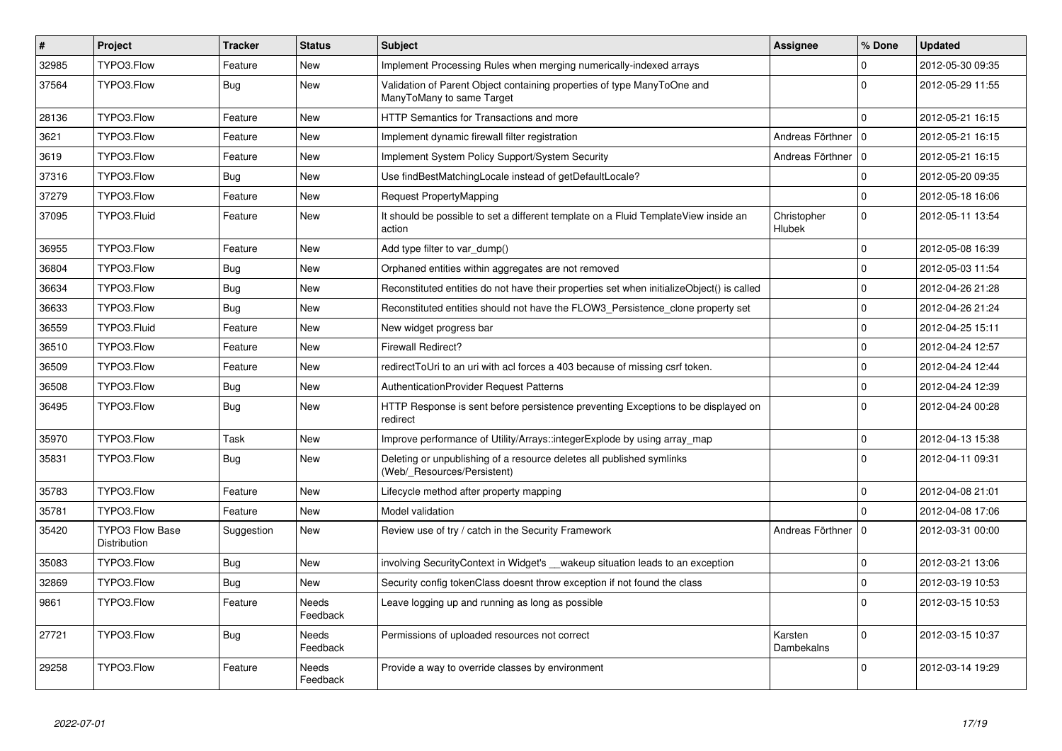| # | Project | Tracker | Status | Subject | Assignee | % Done | Updated |
|---|---|---|---|---|---|---|---|
| 32985 | TYPO3.Flow | Feature | New | Implement Processing Rules when merging numerically-indexed arrays | | 0 | 2012-05-30 09:35 |
| 37564 | TYPO3.Flow | Bug | New | Validation of Parent Object containing properties of type ManyToOne and ManyToMany to same Target | | 0 | 2012-05-29 11:55 |
| 28136 | TYPO3.Flow | Feature | New | HTTP Semantics for Transactions and more | | 0 | 2012-05-21 16:15 |
| 3621 | TYPO3.Flow | Feature | New | Implement dynamic firewall filter registration | Andreas Förthner | 0 | 2012-05-21 16:15 |
| 3619 | TYPO3.Flow | Feature | New | Implement System Policy Support/System Security | Andreas Förthner | 0 | 2012-05-21 16:15 |
| 37316 | TYPO3.Flow | Bug | New | Use findBestMatchingLocale instead of getDefaultLocale? | | 0 | 2012-05-20 09:35 |
| 37279 | TYPO3.Flow | Feature | New | Request PropertyMapping | | 0 | 2012-05-18 16:06 |
| 37095 | TYPO3.Fluid | Feature | New | It should be possible to set a different template on a Fluid TemplateView inside an action | Christopher Hlubek | 0 | 2012-05-11 13:54 |
| 36955 | TYPO3.Flow | Feature | New | Add type filter to var_dump() | | 0 | 2012-05-08 16:39 |
| 36804 | TYPO3.Flow | Bug | New | Orphaned entities within aggregates are not removed | | 0 | 2012-05-03 11:54 |
| 36634 | TYPO3.Flow | Bug | New | Reconstituted entities do not have their properties set when initializeObject() is called | | 0 | 2012-04-26 21:28 |
| 36633 | TYPO3.Flow | Bug | New | Reconstituted entities should not have the FLOW3_Persistence_clone property set | | 0 | 2012-04-26 21:24 |
| 36559 | TYPO3.Fluid | Feature | New | New widget progress bar | | 0 | 2012-04-25 15:11 |
| 36510 | TYPO3.Flow | Feature | New | Firewall Redirect? | | 0 | 2012-04-24 12:57 |
| 36509 | TYPO3.Flow | Feature | New | redirectToUri to an uri with acl forces a 403 because of missing csrf token. | | 0 | 2012-04-24 12:44 |
| 36508 | TYPO3.Flow | Bug | New | AuthenticationProvider Request Patterns | | 0 | 2012-04-24 12:39 |
| 36495 | TYPO3.Flow | Bug | New | HTTP Response is sent before persistence preventing Exceptions to be displayed on redirect | | 0 | 2012-04-24 00:28 |
| 35970 | TYPO3.Flow | Task | New | Improve performance of Utility/Arrays::integerExplode by using array_map | | 0 | 2012-04-13 15:38 |
| 35831 | TYPO3.Flow | Bug | New | Deleting or unpublishing of a resource deletes all published symlinks (Web/_Resources/Persistent) | | 0 | 2012-04-11 09:31 |
| 35783 | TYPO3.Flow | Feature | New | Lifecycle method after property mapping | | 0 | 2012-04-08 21:01 |
| 35781 | TYPO3.Flow | Feature | New | Model validation | | 0 | 2012-04-08 17:06 |
| 35420 | TYPO3 Flow Base Distribution | Suggestion | New | Review use of try / catch in the Security Framework | Andreas Förthner | 0 | 2012-03-31 00:00 |
| 35083 | TYPO3.Flow | Bug | New | involving SecurityContext in Widget's __wakeup situation leads to an exception | | 0 | 2012-03-21 13:06 |
| 32869 | TYPO3.Flow | Bug | New | Security config tokenClass doesnt throw exception if not found the class | | 0 | 2012-03-19 10:53 |
| 9861 | TYPO3.Flow | Feature | Needs Feedback | Leave logging up and running as long as possible | | 0 | 2012-03-15 10:53 |
| 27721 | TYPO3.Flow | Bug | Needs Feedback | Permissions of uploaded resources not correct | Karsten Dambekalns | 0 | 2012-03-15 10:37 |
| 29258 | TYPO3.Flow | Feature | Needs Feedback | Provide a way to override classes by environment | | 0 | 2012-03-14 19:29 |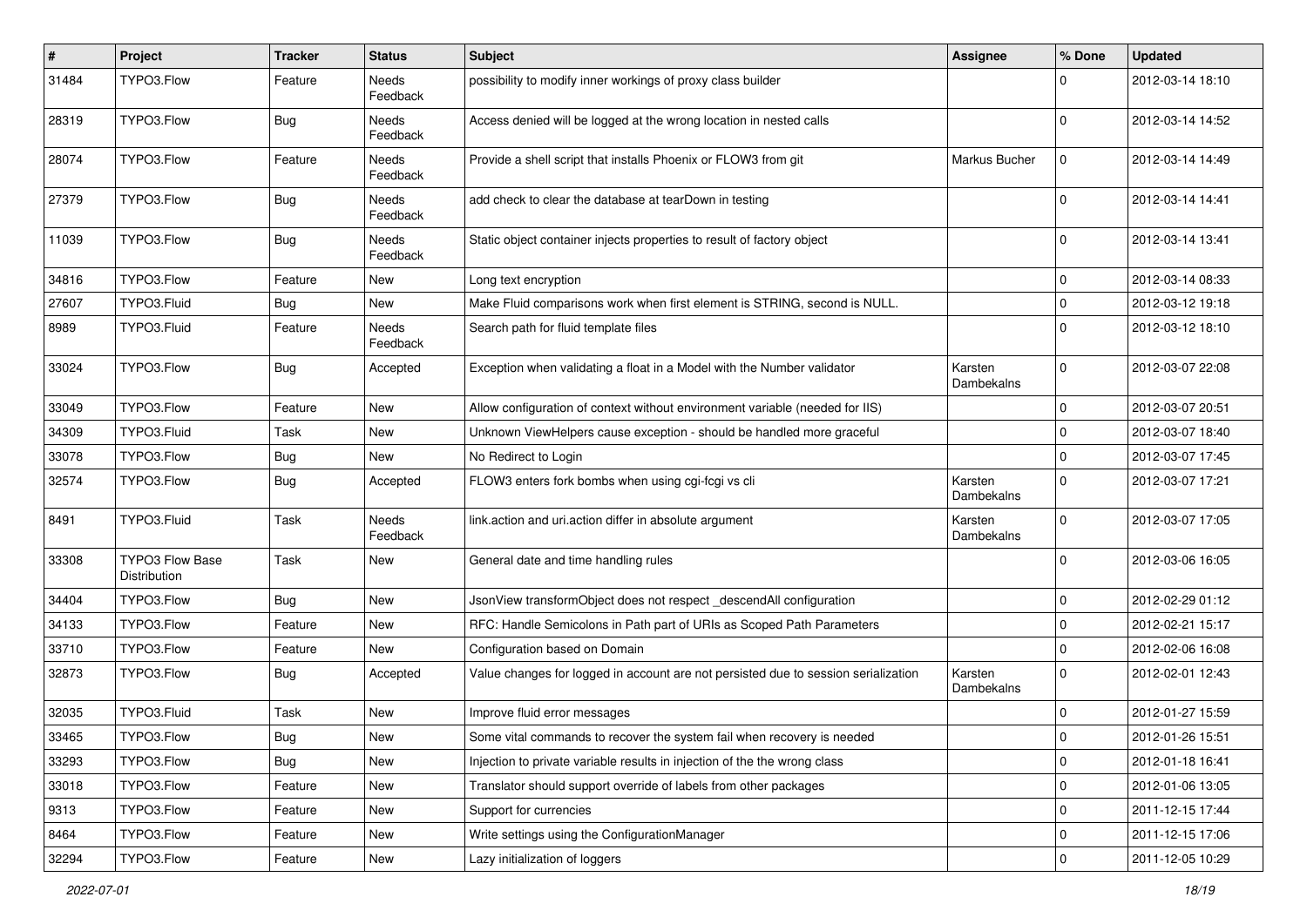| # | Project | Tracker | Status | Subject | Assignee | % Done | Updated |
|---|---|---|---|---|---|---|---|
| 31484 | TYPO3.Flow | Feature | Needs Feedback | possibility to modify inner workings of proxy class builder | | 0 | 2012-03-14 18:10 |
| 28319 | TYPO3.Flow | Bug | Needs Feedback | Access denied will be logged at the wrong location in nested calls | | 0 | 2012-03-14 14:52 |
| 28074 | TYPO3.Flow | Feature | Needs Feedback | Provide a shell script that installs Phoenix or FLOW3 from git | Markus Bucher | 0 | 2012-03-14 14:49 |
| 27379 | TYPO3.Flow | Bug | Needs Feedback | add check to clear the database at tearDown in testing | | 0 | 2012-03-14 14:41 |
| 11039 | TYPO3.Flow | Bug | Needs Feedback | Static object container injects properties to result of factory object | | 0 | 2012-03-14 13:41 |
| 34816 | TYPO3.Flow | Feature | New | Long text encryption | | 0 | 2012-03-14 08:33 |
| 27607 | TYPO3.Fluid | Bug | New | Make Fluid comparisons work when first element is STRING, second is NULL. | | 0 | 2012-03-12 19:18 |
| 8989 | TYPO3.Fluid | Feature | Needs Feedback | Search path for fluid template files | | 0 | 2012-03-12 18:10 |
| 33024 | TYPO3.Flow | Bug | Accepted | Exception when validating a float in a Model with the Number validator | Karsten Dambekalns | 0 | 2012-03-07 22:08 |
| 33049 | TYPO3.Flow | Feature | New | Allow configuration of context without environment variable (needed for IIS) | | 0 | 2012-03-07 20:51 |
| 34309 | TYPO3.Fluid | Task | New | Unknown ViewHelpers cause exception - should be handled more graceful | | 0 | 2012-03-07 18:40 |
| 33078 | TYPO3.Flow | Bug | New | No Redirect to Login | | 0 | 2012-03-07 17:45 |
| 32574 | TYPO3.Flow | Bug | Accepted | FLOW3 enters fork bombs when using cgi-fcgi vs cli | Karsten Dambekalns | 0 | 2012-03-07 17:21 |
| 8491 | TYPO3.Fluid | Task | Needs Feedback | link.action and uri.action differ in absolute argument | Karsten Dambekalns | 0 | 2012-03-07 17:05 |
| 33308 | TYPO3 Flow Base Distribution | Task | New | General date and time handling rules | | 0 | 2012-03-06 16:05 |
| 34404 | TYPO3.Flow | Bug | New | JsonView transformObject does not respect _descendAll configuration | | 0 | 2012-02-29 01:12 |
| 34133 | TYPO3.Flow | Feature | New | RFC: Handle Semicolons in Path part of URIs as Scoped Path Parameters | | 0 | 2012-02-21 15:17 |
| 33710 | TYPO3.Flow | Feature | New | Configuration based on Domain | | 0 | 2012-02-06 16:08 |
| 32873 | TYPO3.Flow | Bug | Accepted | Value changes for logged in account are not persisted due to session serialization | Karsten Dambekalns | 0 | 2012-02-01 12:43 |
| 32035 | TYPO3.Fluid | Task | New | Improve fluid error messages | | 0 | 2012-01-27 15:59 |
| 33465 | TYPO3.Flow | Bug | New | Some vital commands to recover the system fail when recovery is needed | | 0 | 2012-01-26 15:51 |
| 33293 | TYPO3.Flow | Bug | New | Injection to private variable results in injection of the the wrong class | | 0 | 2012-01-18 16:41 |
| 33018 | TYPO3.Flow | Feature | New | Translator should support override of labels from other packages | | 0 | 2012-01-06 13:05 |
| 9313 | TYPO3.Flow | Feature | New | Support for currencies | | 0 | 2011-12-15 17:44 |
| 8464 | TYPO3.Flow | Feature | New | Write settings using the ConfigurationManager | | 0 | 2011-12-15 17:06 |
| 32294 | TYPO3.Flow | Feature | New | Lazy initialization of loggers | | 0 | 2011-12-05 10:29 |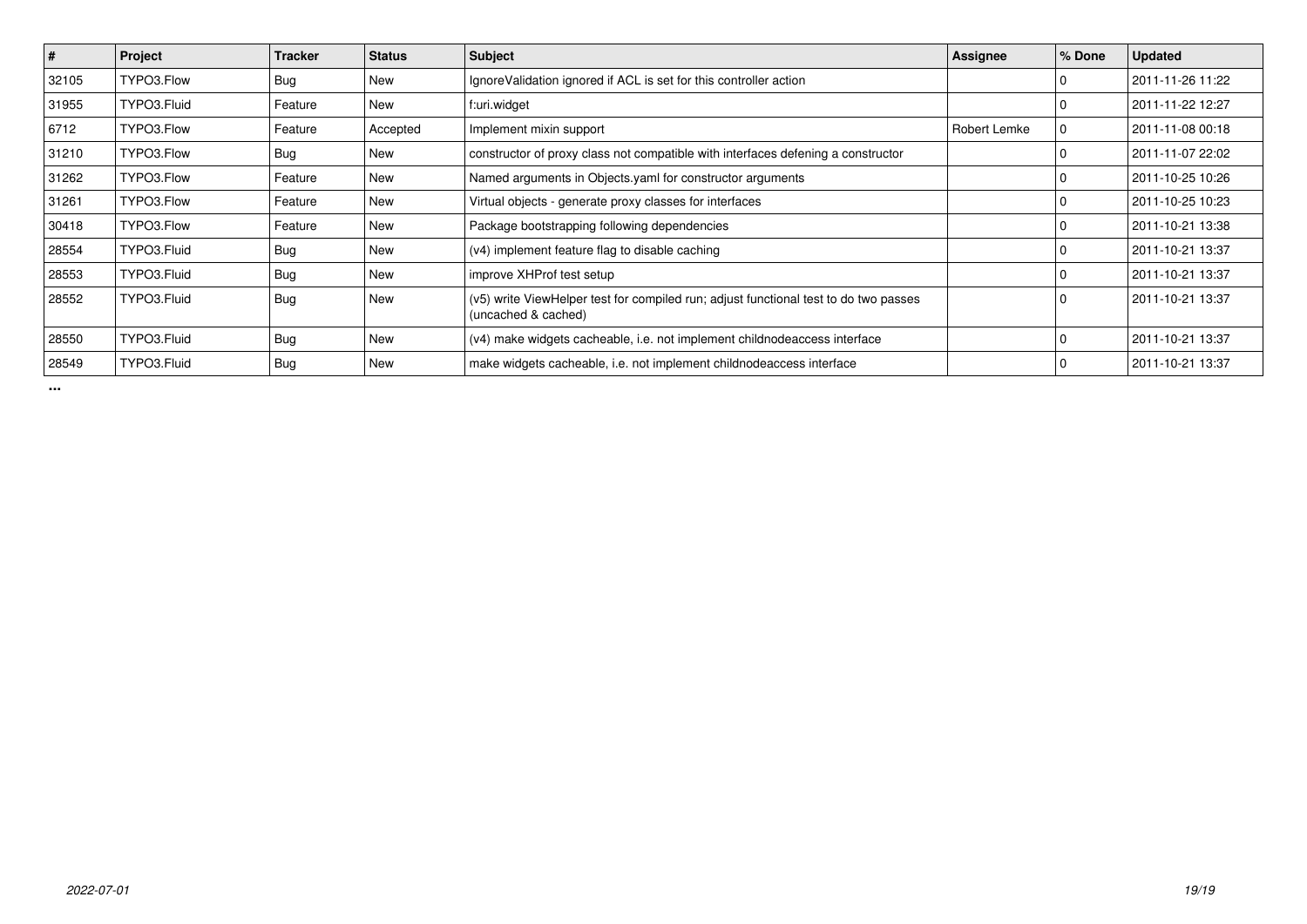| # | Project | Tracker | Status | Subject | Assignee | % Done | Updated |
|---|---|---|---|---|---|---|---|
| 32105 | TYPO3.Flow | Bug | New | IgnoreValidation ignored if ACL is set for this controller action | | 0 | 2011-11-26 11:22 |
| 31955 | TYPO3.Fluid | Feature | New | f:uri.widget | | 0 | 2011-11-22 12:27 |
| 6712 | TYPO3.Flow | Feature | Accepted | Implement mixin support | Robert Lemke | 0 | 2011-11-08 00:18 |
| 31210 | TYPO3.Flow | Bug | New | constructor of proxy class not compatible with interfaces defening a constructor | | 0 | 2011-11-07 22:02 |
| 31262 | TYPO3.Flow | Feature | New | Named arguments in Objects.yaml for constructor arguments | | 0 | 2011-10-25 10:26 |
| 31261 | TYPO3.Flow | Feature | New | Virtual objects - generate proxy classes for interfaces | | 0 | 2011-10-25 10:23 |
| 30418 | TYPO3.Flow | Feature | New | Package bootstrapping following dependencies | | 0 | 2011-10-21 13:38 |
| 28554 | TYPO3.Fluid | Bug | New | (v4) implement feature flag to disable caching | | 0 | 2011-10-21 13:37 |
| 28553 | TYPO3.Fluid | Bug | New | improve XHProf test setup | | 0 | 2011-10-21 13:37 |
| 28552 | TYPO3.Fluid | Bug | New | (v5) write ViewHelper test for compiled run; adjust functional test to do two passes (uncached & cached) | | 0 | 2011-10-21 13:37 |
| 28550 | TYPO3.Fluid | Bug | New | (v4) make widgets cacheable, i.e. not implement childnodeaccess interface | | 0 | 2011-10-21 13:37 |
| 28549 | TYPO3.Fluid | Bug | New | make widgets cacheable, i.e. not implement childnodeaccess interface | | 0 | 2011-10-21 13:37 |

...